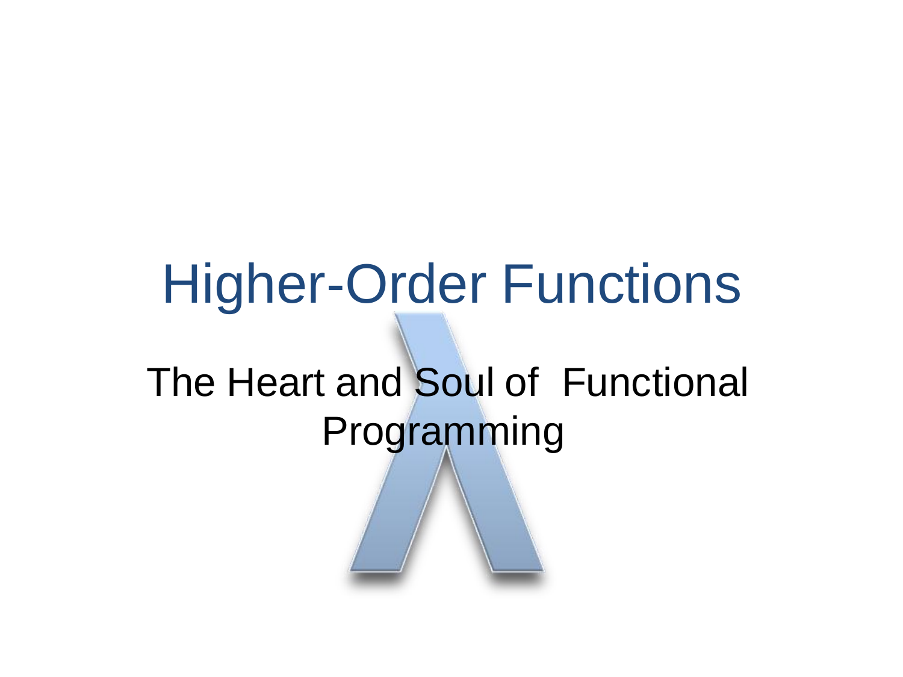# Higher-Order Functions

## The Heart and Soul of Functional Programming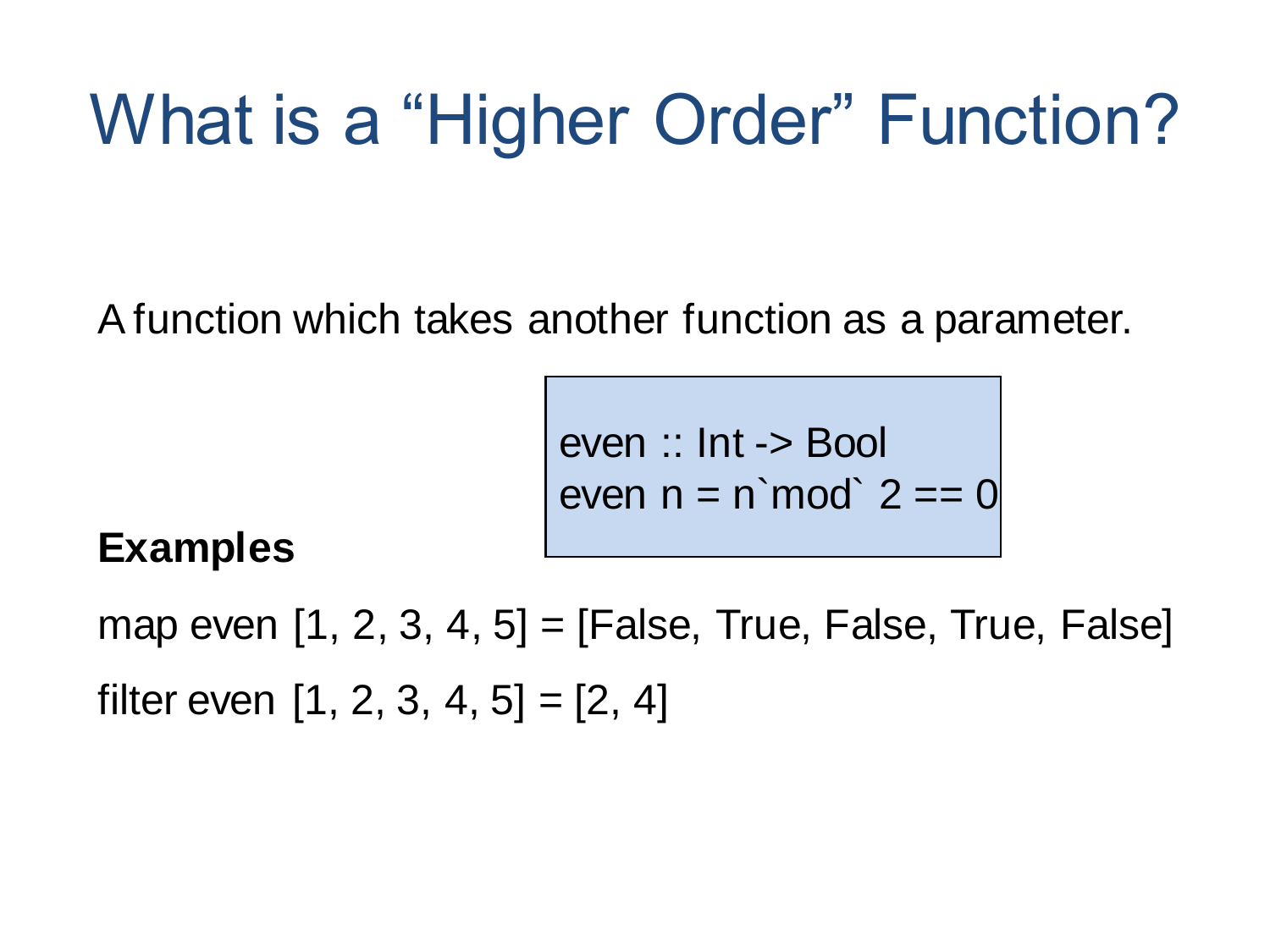# What is a "Higher Order" Function?

A function which takes another function as a parameter.

```
even :: Int -> Bool
even n = n`mod` 2 == 0
```

**Examples**

map even [1, 2, 3, 4, 5] = [False, True, False, True, False]

filter even [1, 2, 3, 4, 5] = [2, 4]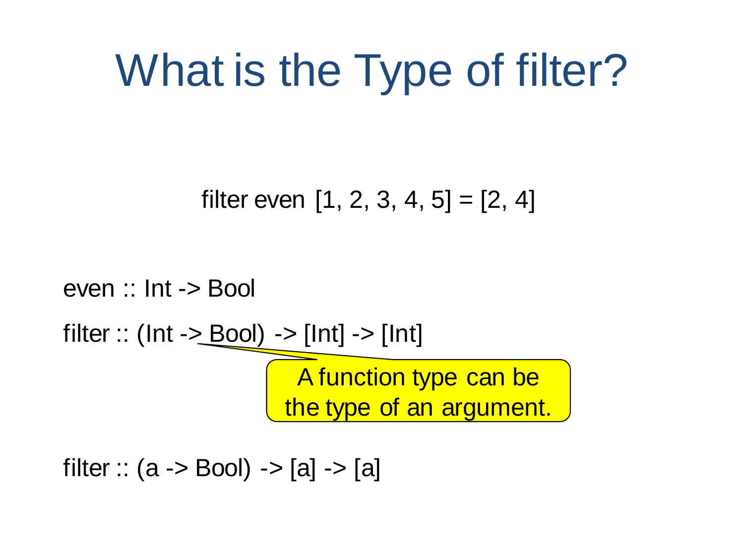# What is the Type of filter?

```
filter even [1, 2, 3, 4, 5] = [2, 4]
```

```
even :: Int -> Bool
filter :: (Int -> Bool) -> [Int] -> [Int]
```

A function type can be the type of an argument.

```
filter :: (a -> Bool) -> [a] -> [a]
```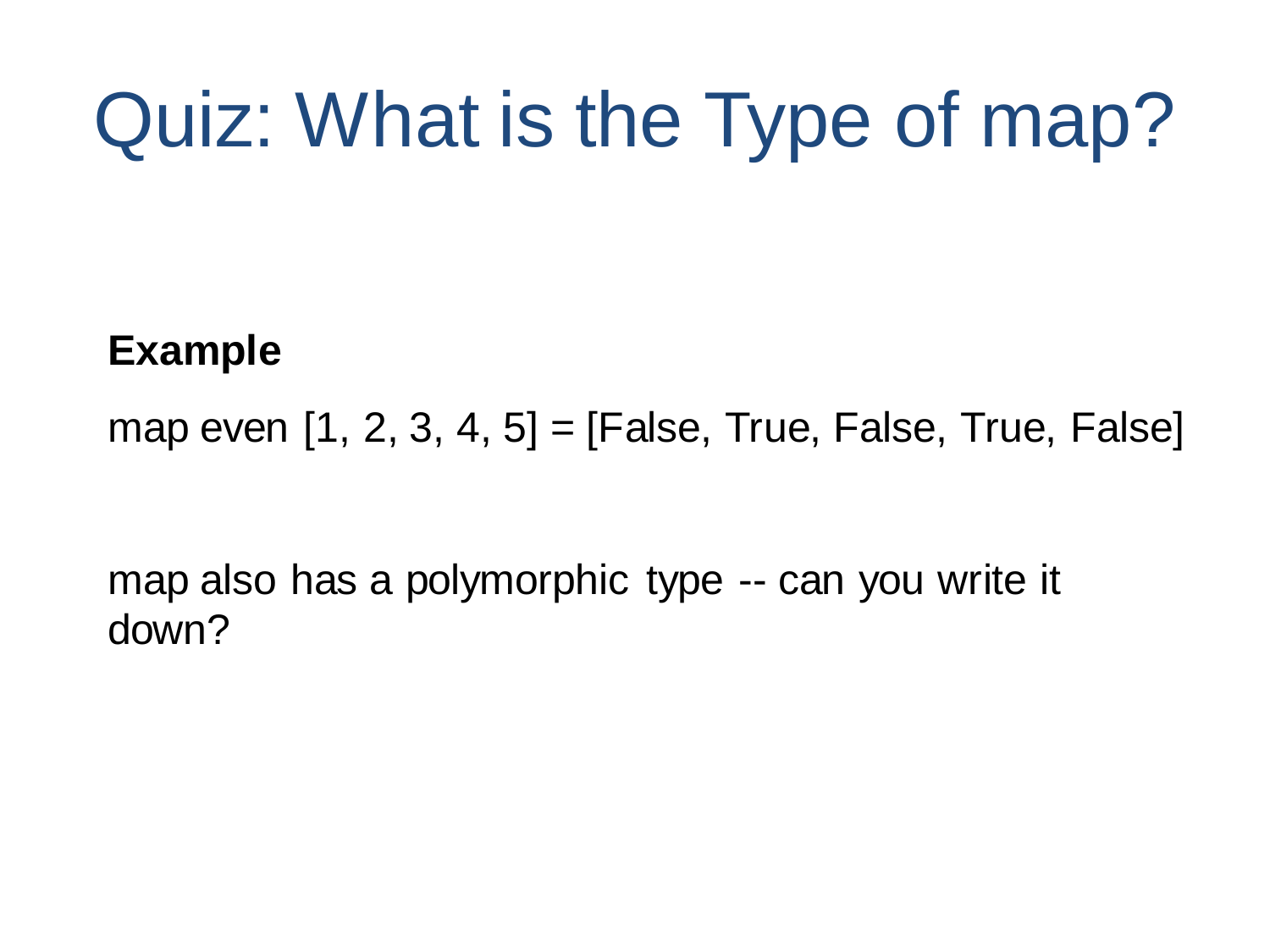# Quiz: What is the Type of map?

**Example**

map even [1, 2, 3, 4, 5] = [False, True, False, True, False]

map also has a polymorphic type -- can you write it down?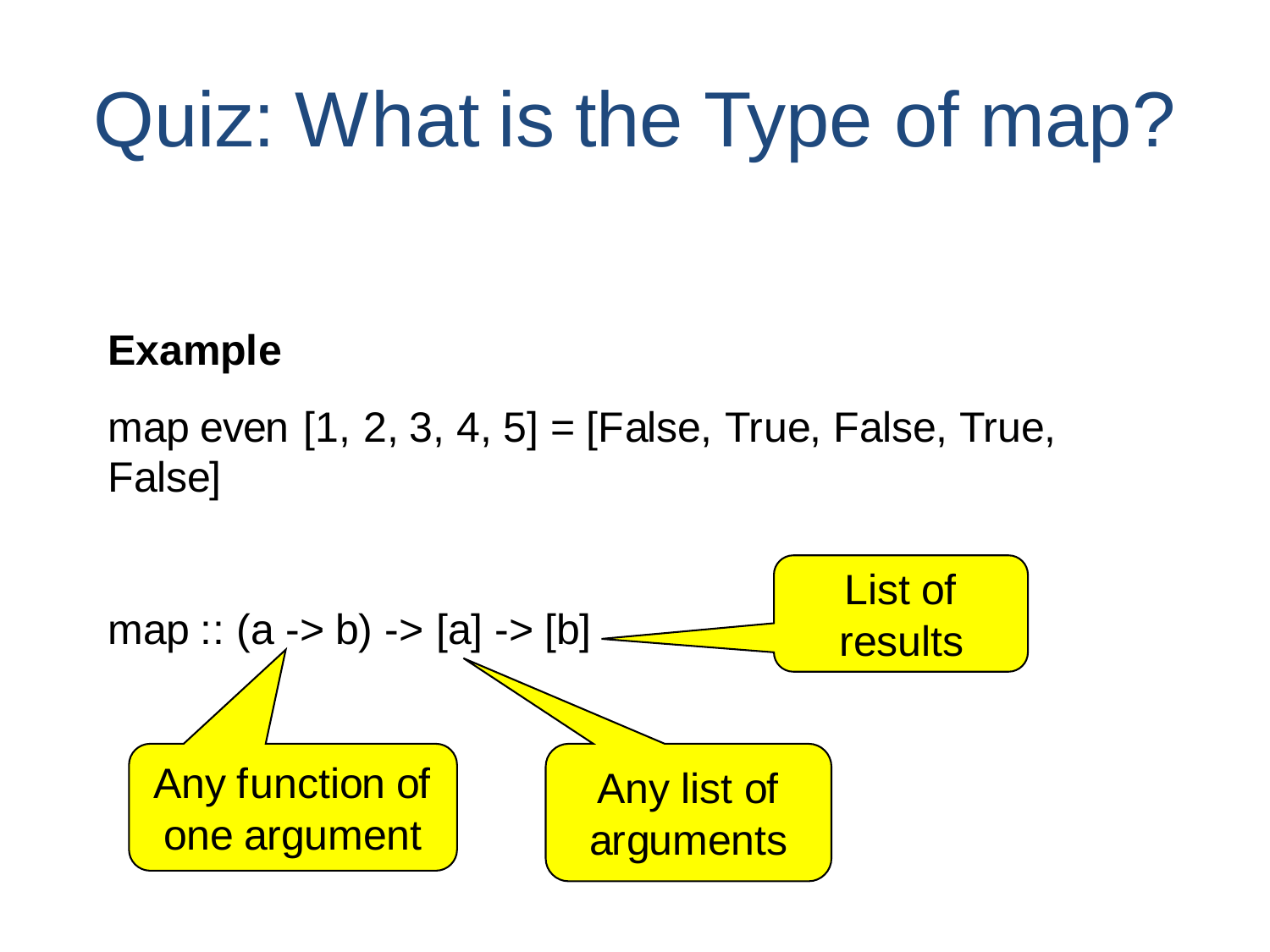# Quiz: What is the Type of map?

**Example**

map even [1, 2, 3, 4, 5] = [False, True, False, True, False]

```
map :: (a -> b) -> [a] -> [b]
```

- (a -> b): Any function of one argument
- [a]: Any list of arguments
- [b]: List of results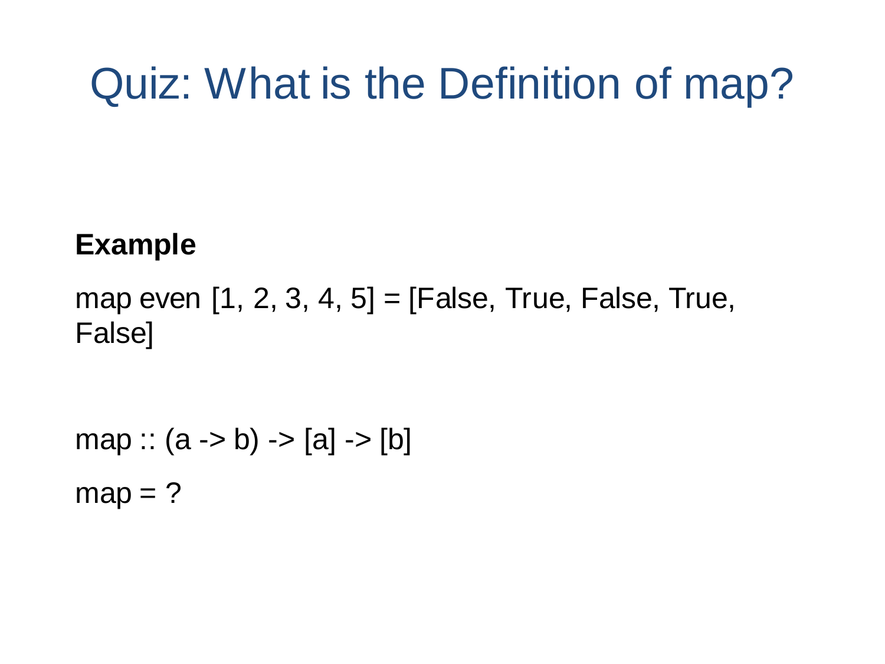# Quiz: What is the Definition of map?

**Example**

map even [1, 2, 3, 4, 5] = [False, True, False, True, False]

map :: (a -> b) -> [a] -> [b]

map = ?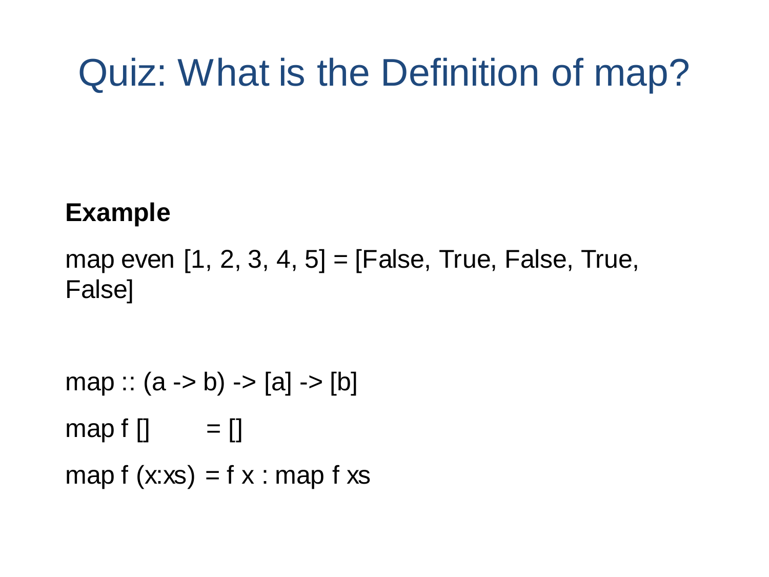# Quiz: What is the Definition of map?

**Example**

map even [1, 2, 3, 4, 5] = [False, True, False, True, False]

```
map :: (a -> b) -> [a] -> [b]
map f []     = []
map f (x:xs) = f x : map f xs
```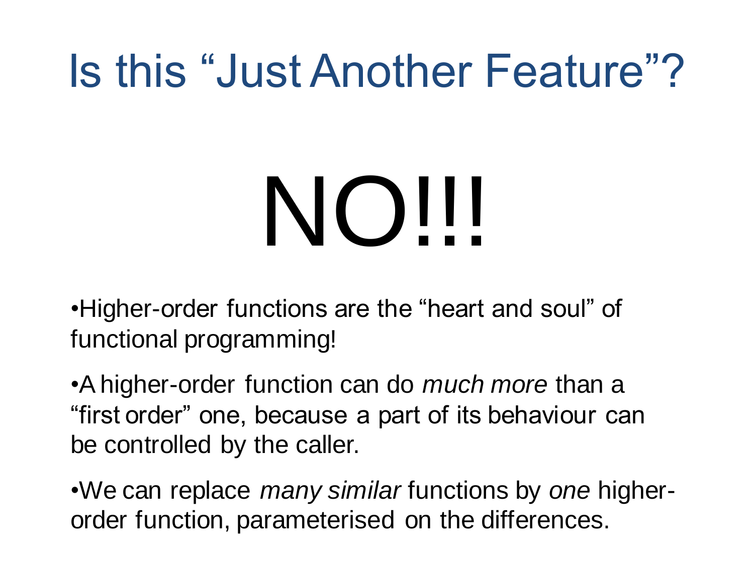# Is this "Just Another Feature"?

# NO!!!

- Higher-order functions are the "heart and soul" of functional programming!
- A higher-order function can do *much more* than a "first order" one, because a part of its behaviour can be controlled by the caller.
- We can replace *many similar* functions by *one* higher-order function, parameterised on the differences.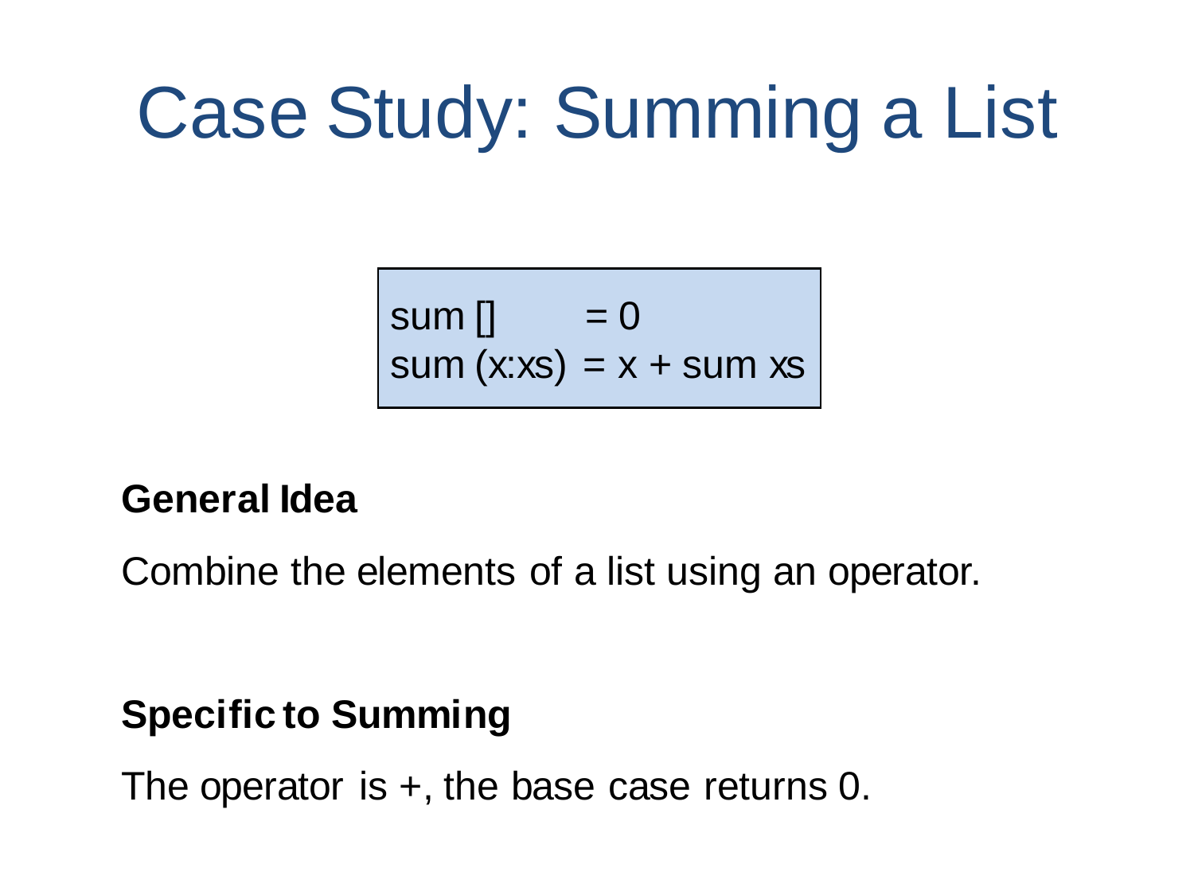# Case Study: Summing a List

```
sum []     = 0
sum (x:xs) = x + sum xs
```

**General Idea**

Combine the elements of a list using an operator.

**Specific to Summing**

The operator is +, the base case returns 0.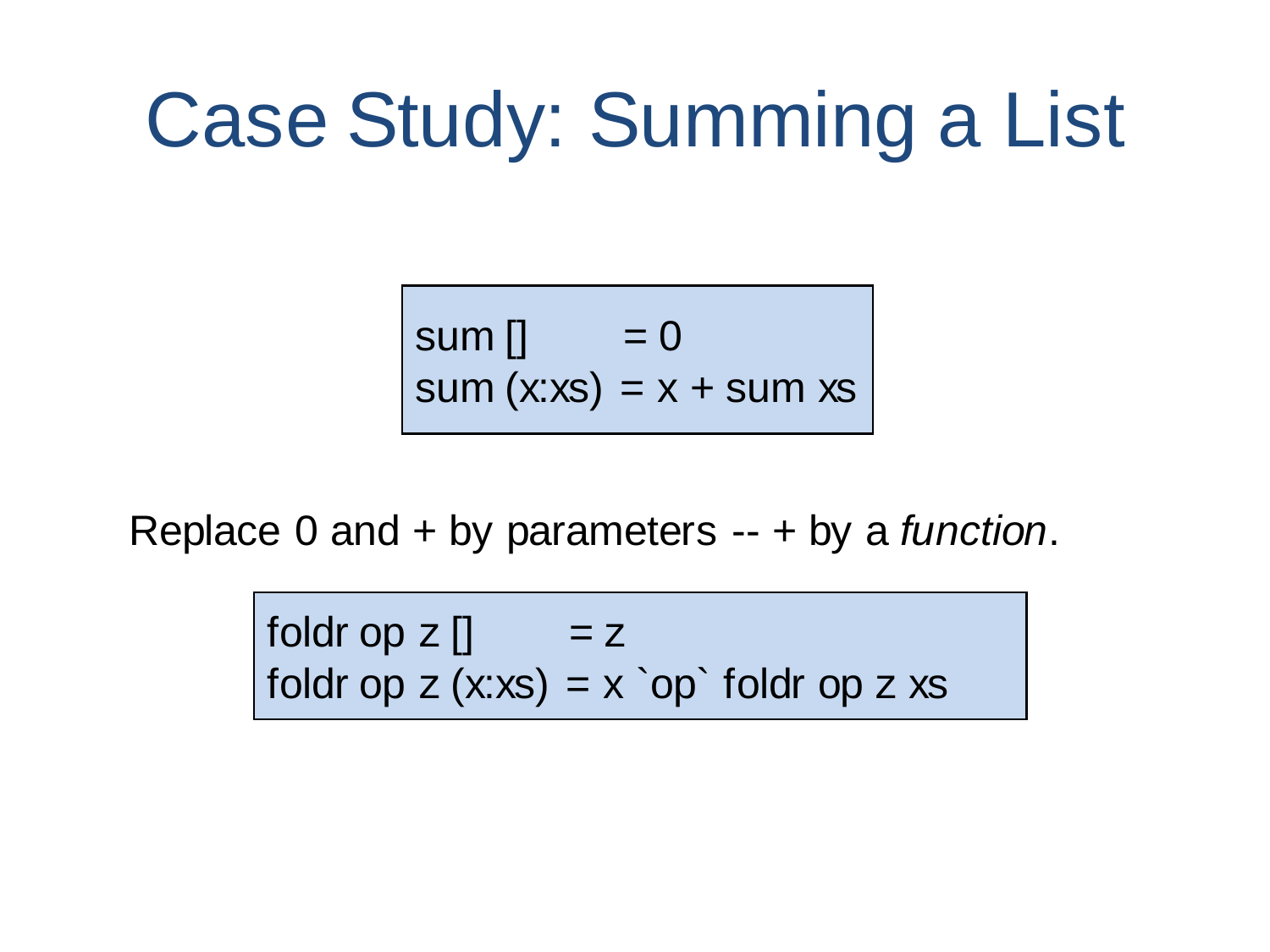# Case Study: Summing a List

```
sum []     = 0
sum (x:xs) = x + sum xs
```

Replace 0 and + by parameters -- + by a *function*.

```
foldr op z []     = z
foldr op z (x:xs) = x `op` foldr op z xs
```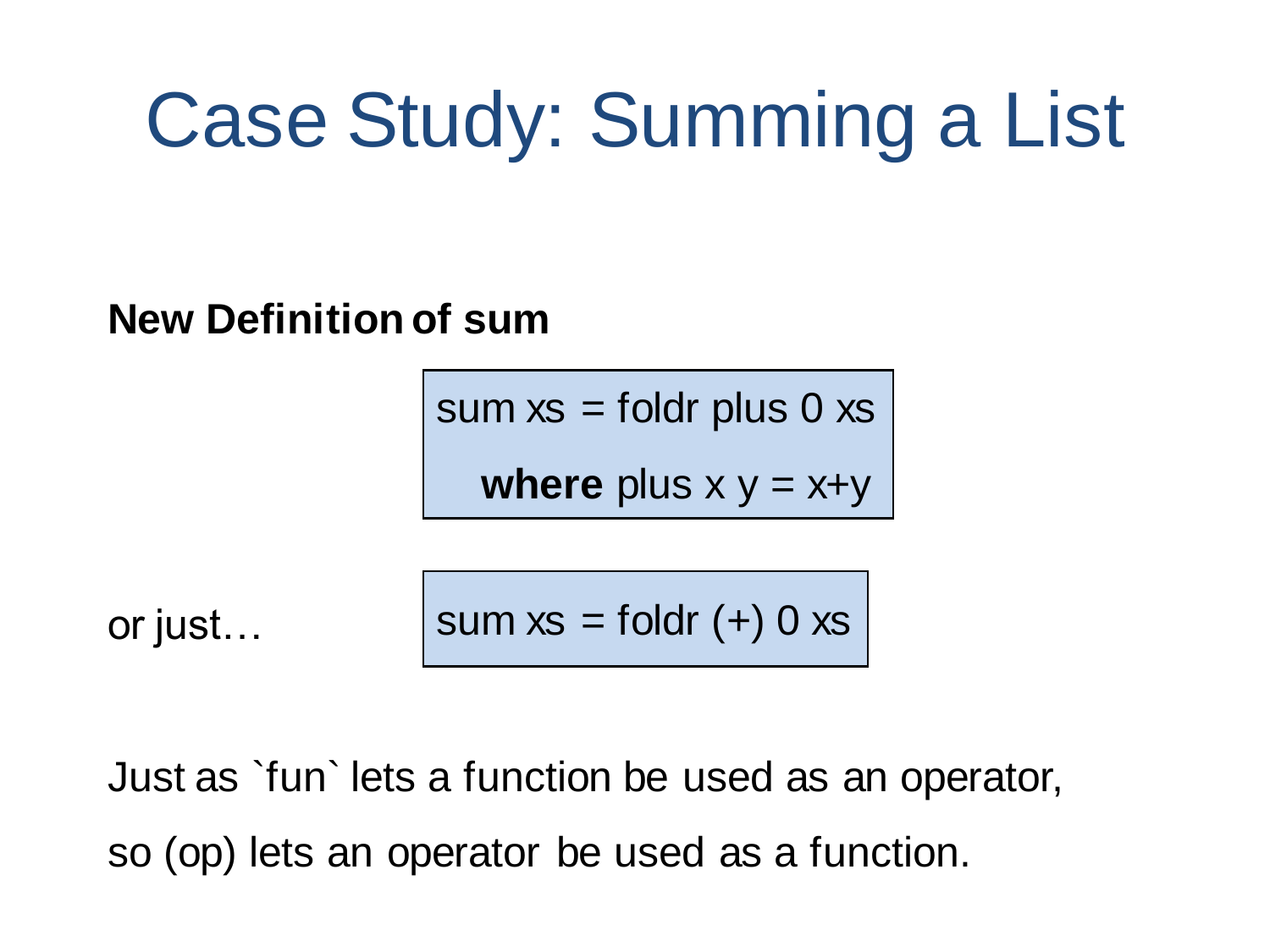# Case Study: Summing a List

**New Definition of sum**

```
sum xs = foldr plus 0 xs
  where plus x y = x+y
```

or just…

```
sum xs = foldr (+) 0 xs
```

Just as `fun` lets a function be used as an operator,

so (op) lets an operator be used as a function.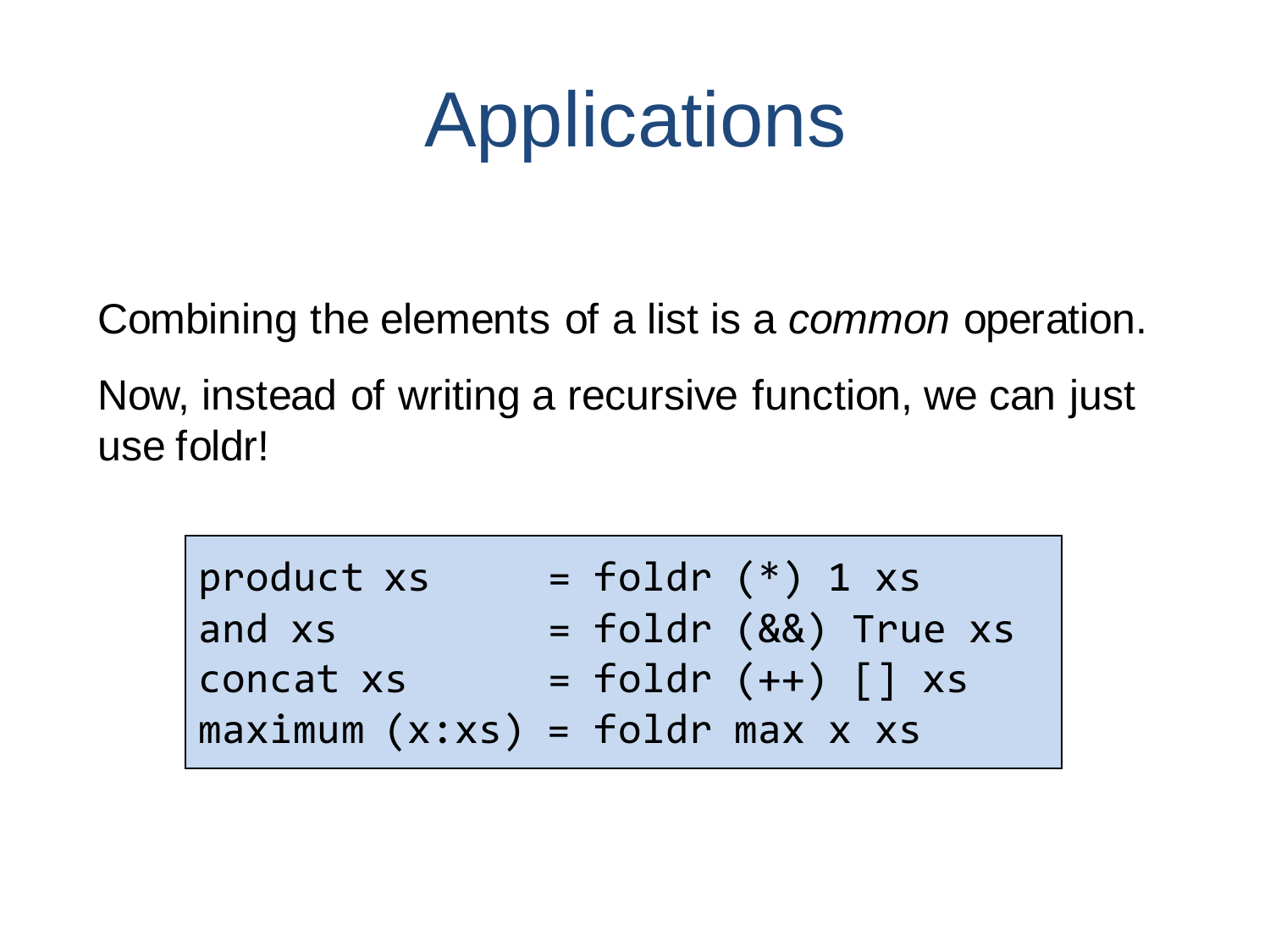# Applications

Combining the elements of a list is a *common* operation.

Now, instead of writing a recursive function, we can just use foldr!

```
product xs     = foldr (*) 1 xs
and xs         = foldr (&&) True xs
concat xs      = foldr (++) [] xs
maximum (x:xs) = foldr max x xs
```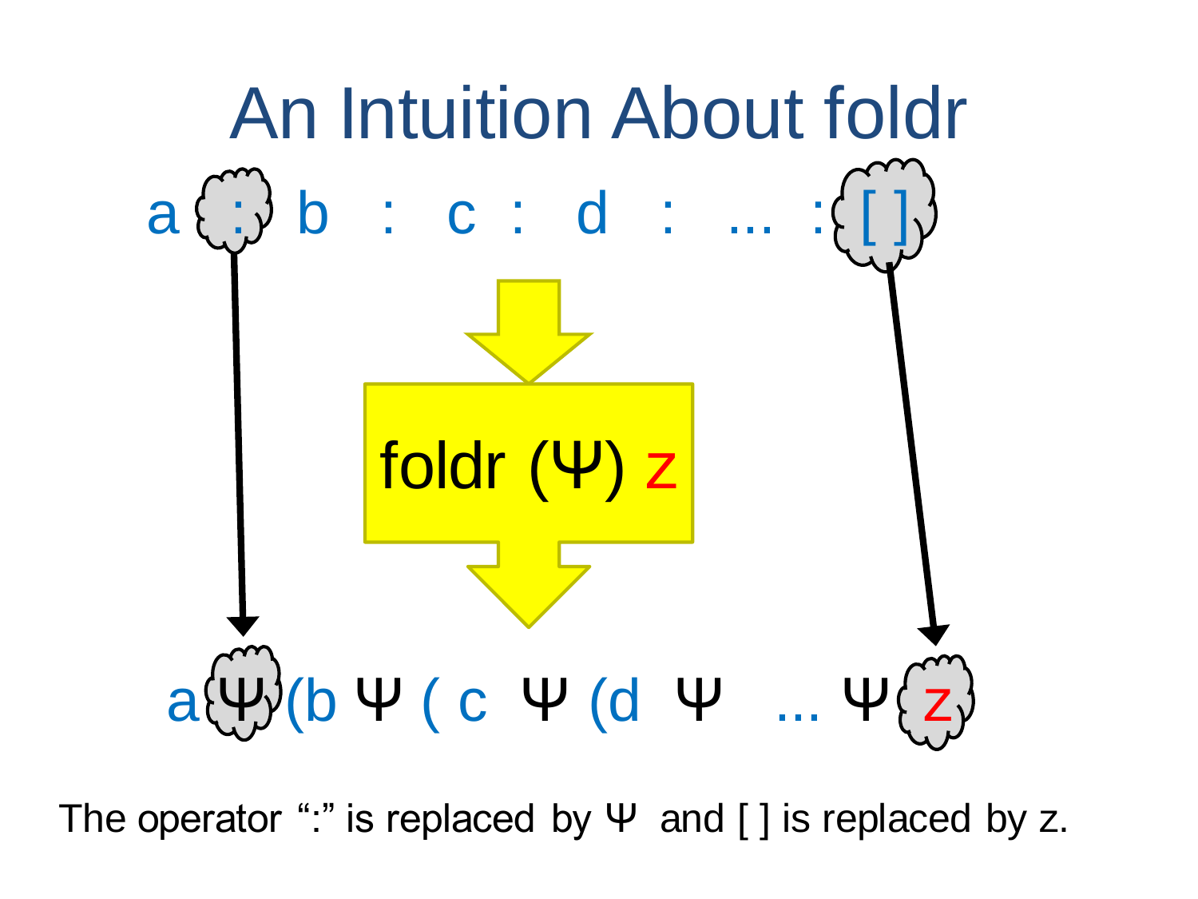# An Intuition About foldr

a : b : c : d : ... : [ ]

foldr (Ψ) z

a Ψ (b Ψ ( c Ψ (d Ψ ... Ψ z

The operator “:” is replaced by Ψ and [ ] is replaced by z.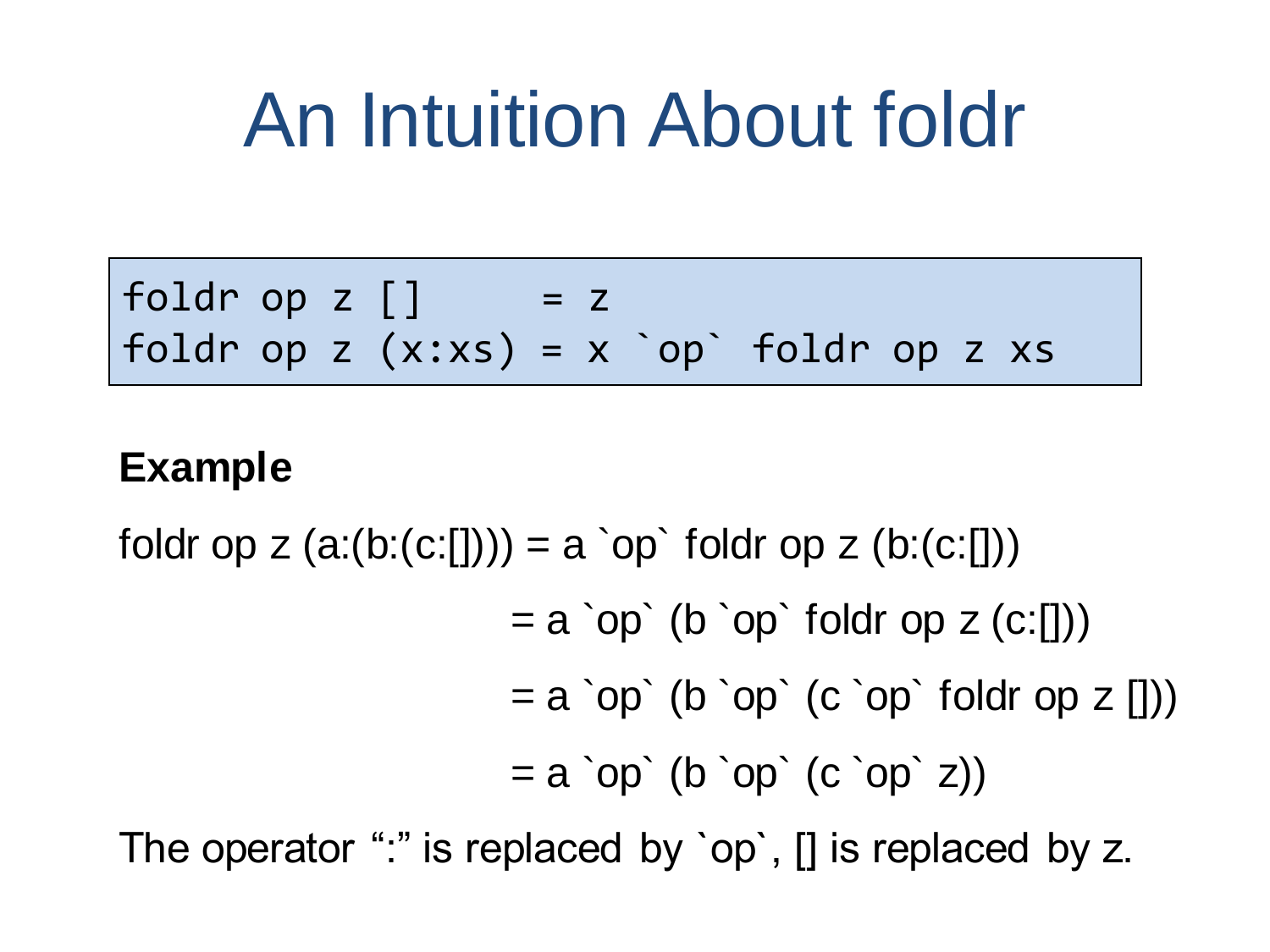# An Intuition About foldr

```
foldr op z []     = z
foldr op z (x:xs) = x `op` foldr op z xs
```

**Example**

```
foldr op z (a:(b:(c:[]))) = a `op` foldr op z (b:(c:[]))
                          = a `op` (b `op` foldr op z (c:[]))
                          = a `op` (b `op` (c `op` foldr op z []))
                          = a `op` (b `op` (c `op` z))
```

The operator ":" is replaced by `op`, [] is replaced by z.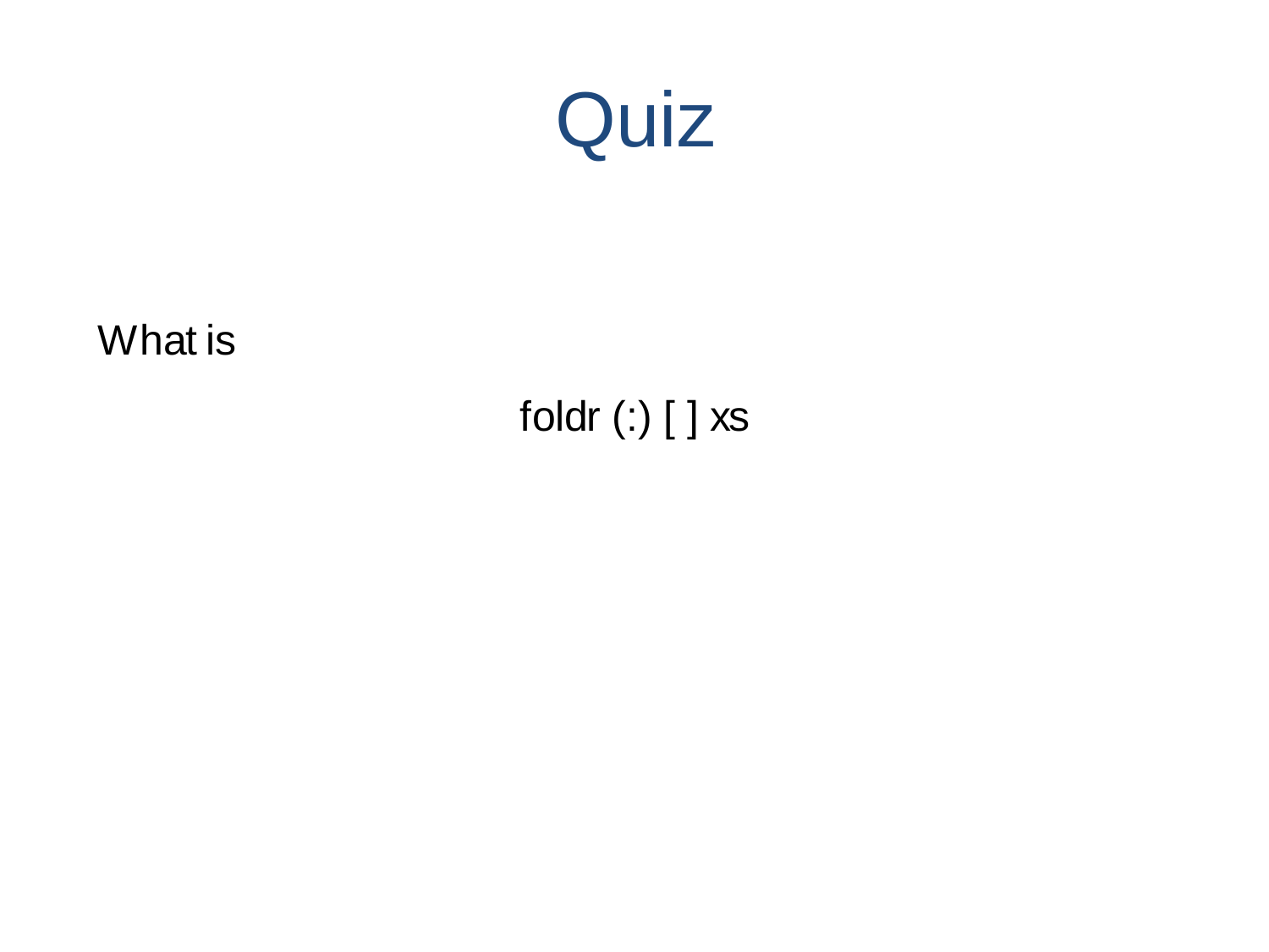# Quiz

What is

```
foldr (:) [ ] xs
```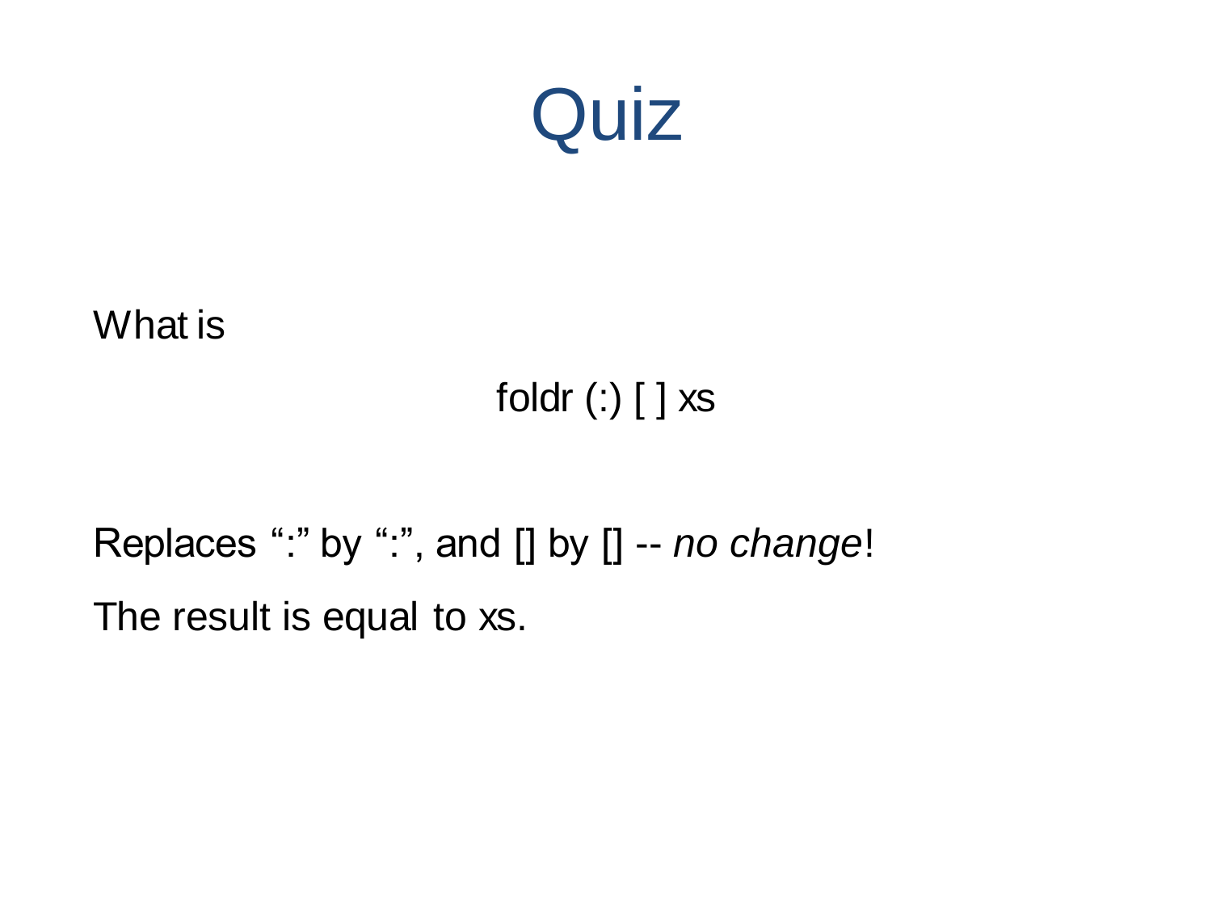# Quiz

What is

```
foldr (:) [ ] xs
```

Replaces “:” by “:”, and [] by [] -- *no change*!

The result is equal to xs.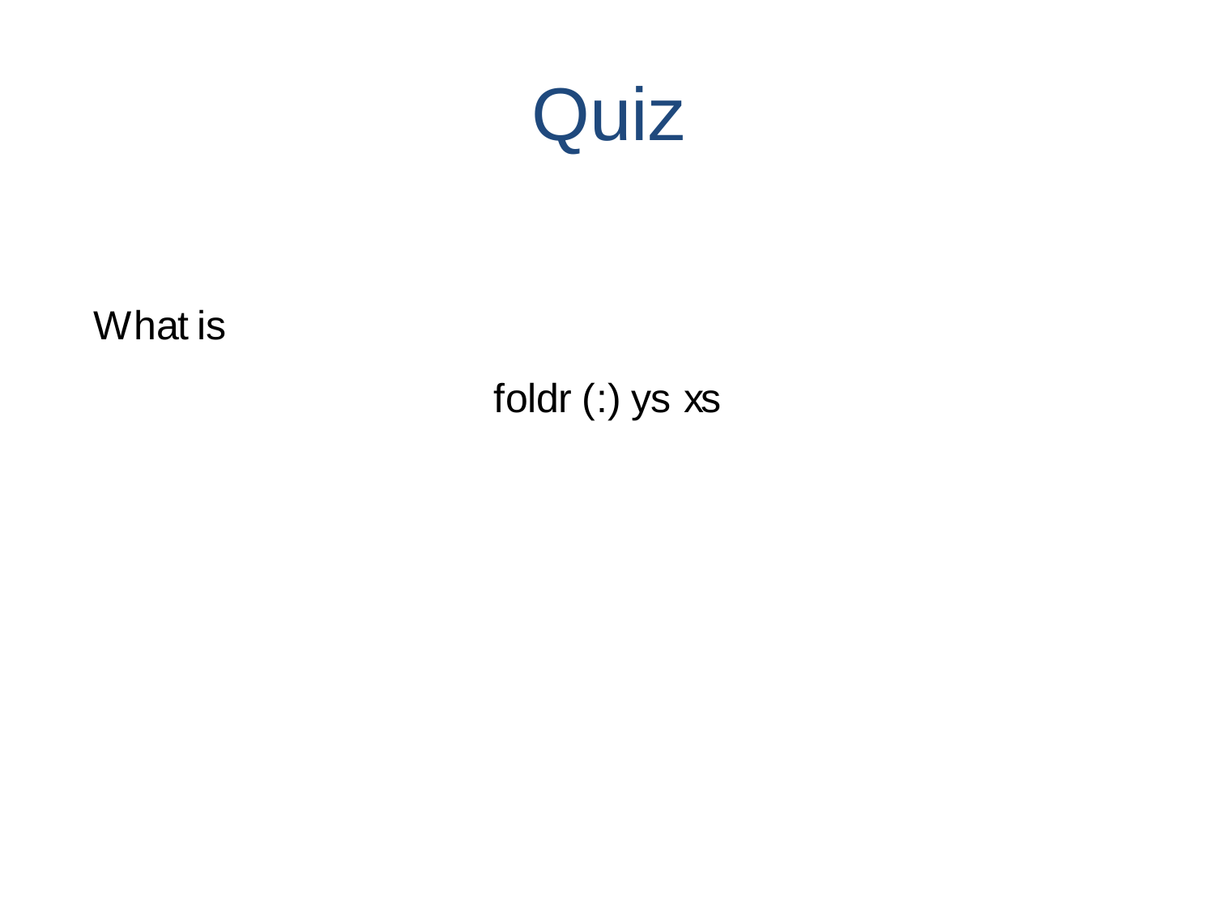# Quiz

What is

```
foldr (:) ys xs
```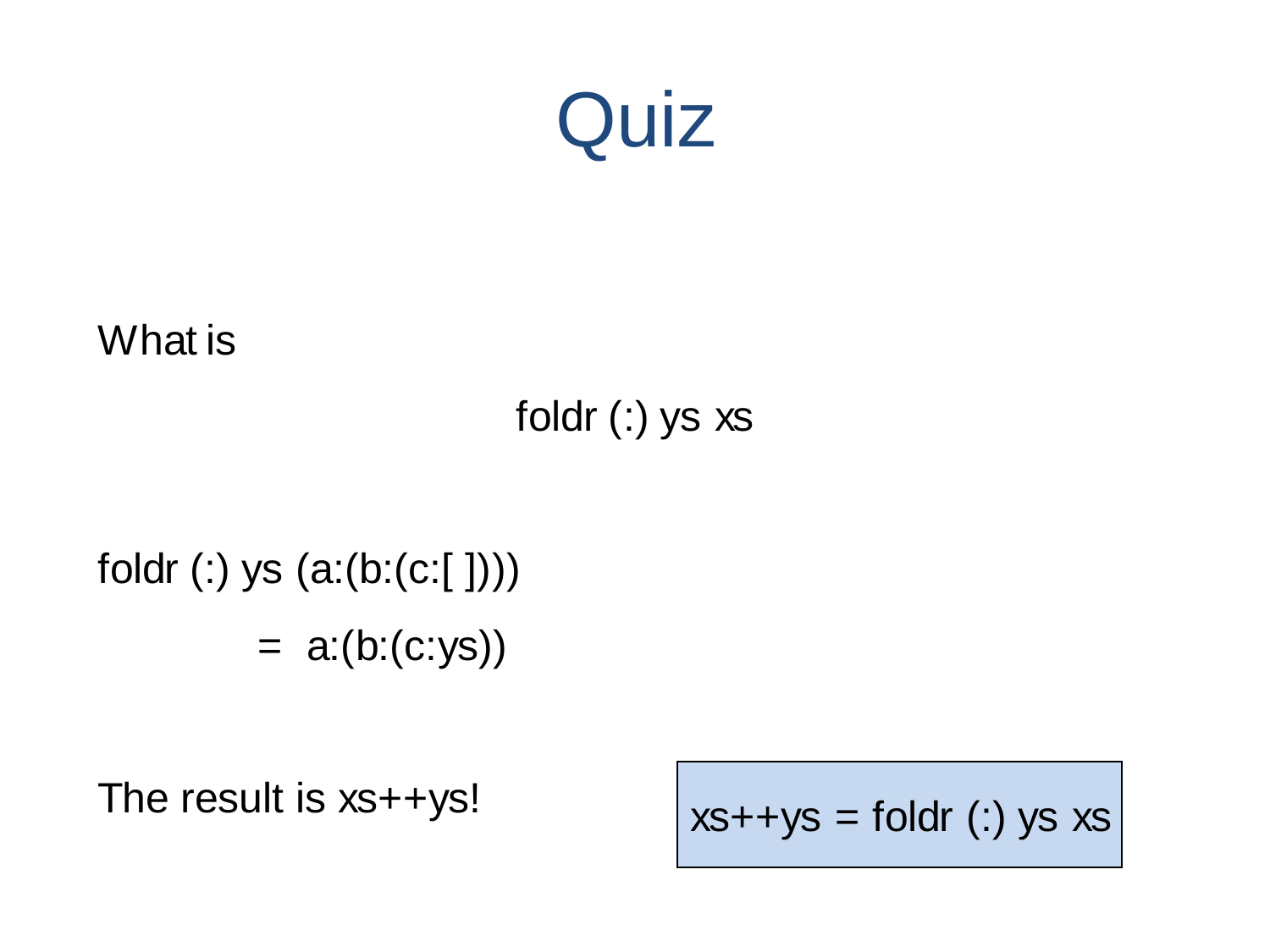# Quiz

What is

```
foldr (:) ys xs
```

```
foldr (:) ys (a:(b:(c:[ ])))
        =  a:(b:(c:ys))
```

The result is xs++ys!

```
xs++ys = foldr (:) ys xs
```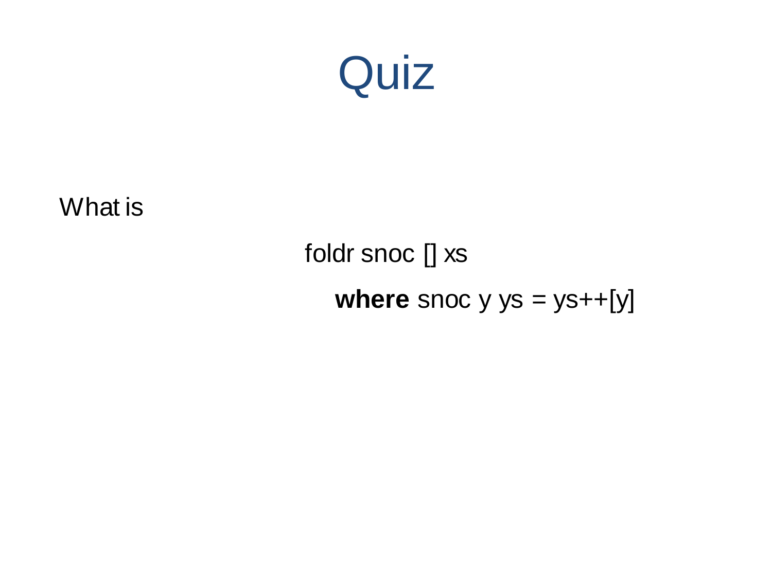# Quiz

What is

```
foldr snoc [] xs
   where snoc y ys = ys++[y]
```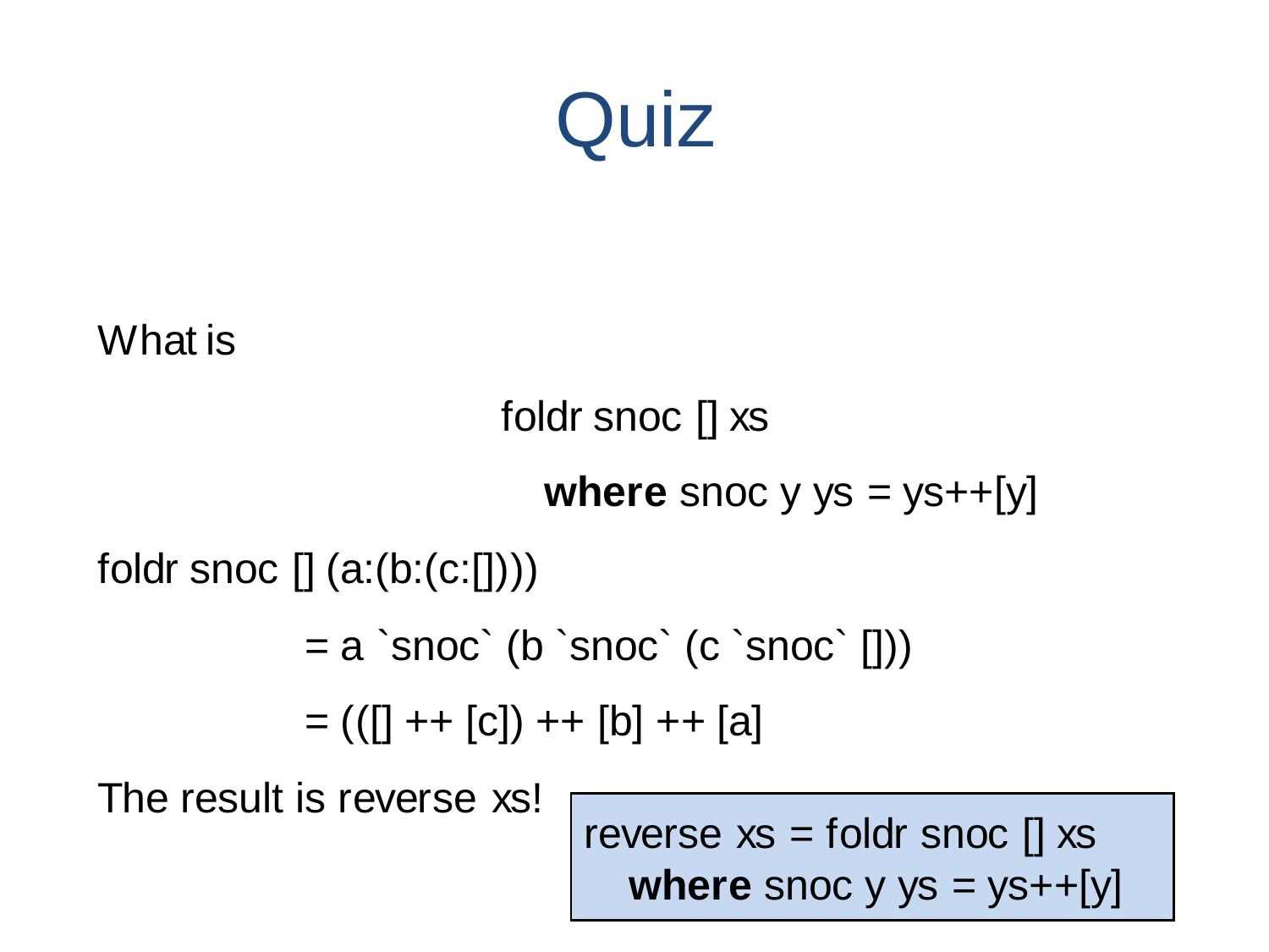# Quiz

What is

```
foldr snoc [] xs
  where snoc y ys = ys++[y]
```

```
foldr snoc [] (a:(b:(c:[])))
          = a `snoc` (b `snoc` (c `snoc` []))
          = (([] ++ [c]) ++ [b] ++ [a]
```

The result is reverse xs!

```
reverse xs = foldr snoc [] xs
  where snoc y ys = ys++[y]
```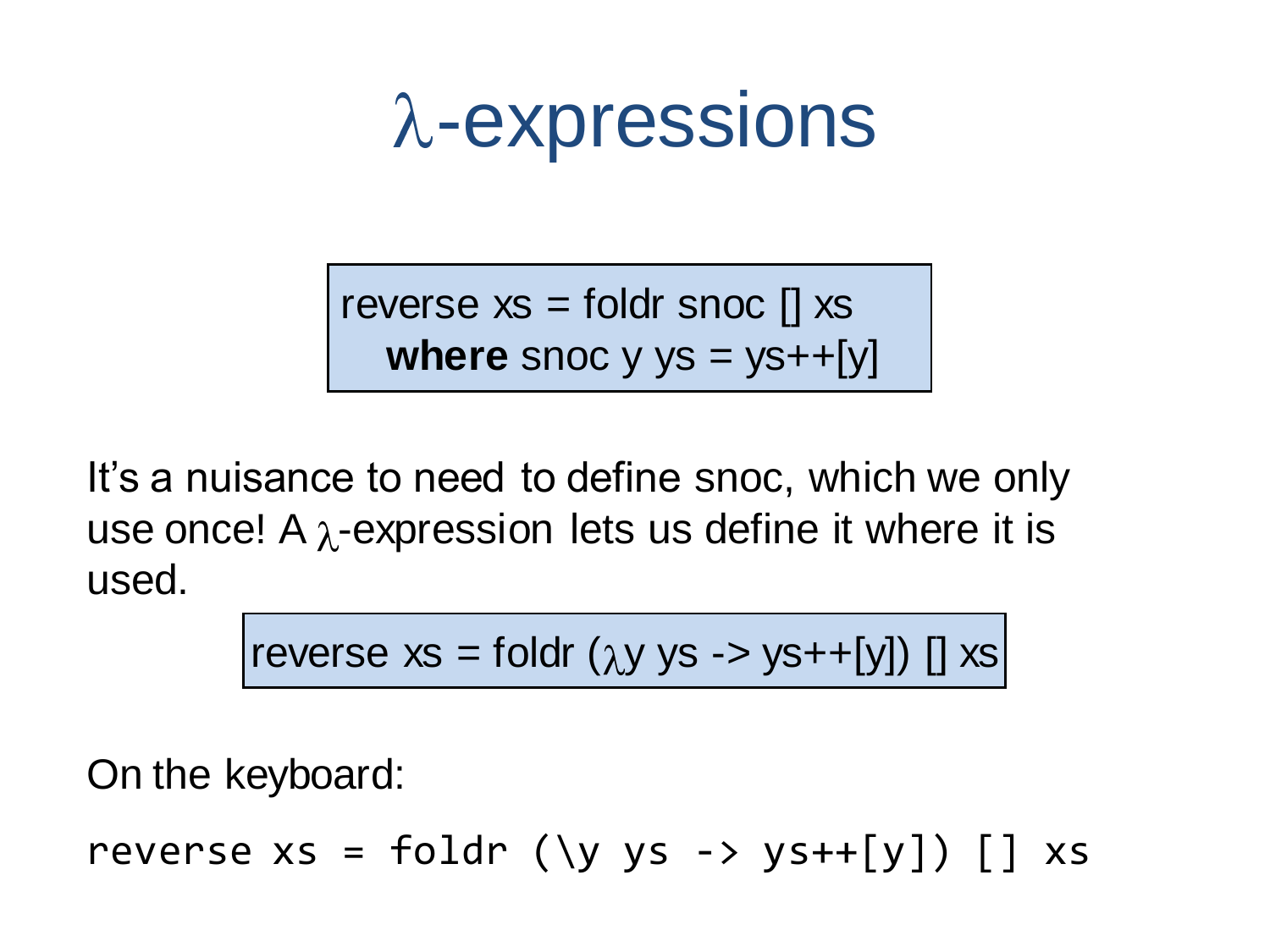# λ-expressions

```
reverse xs = foldr snoc [] xs
  where snoc y ys = ys++[y]
```

It's a nuisance to need to define snoc, which we only use once! A λ-expression lets us define it where it is used.

```
reverse xs = foldr (λy ys -> ys++[y]) [] xs
```

On the keyboard:

```
reverse xs = foldr (\y ys -> ys++[y]) [] xs
```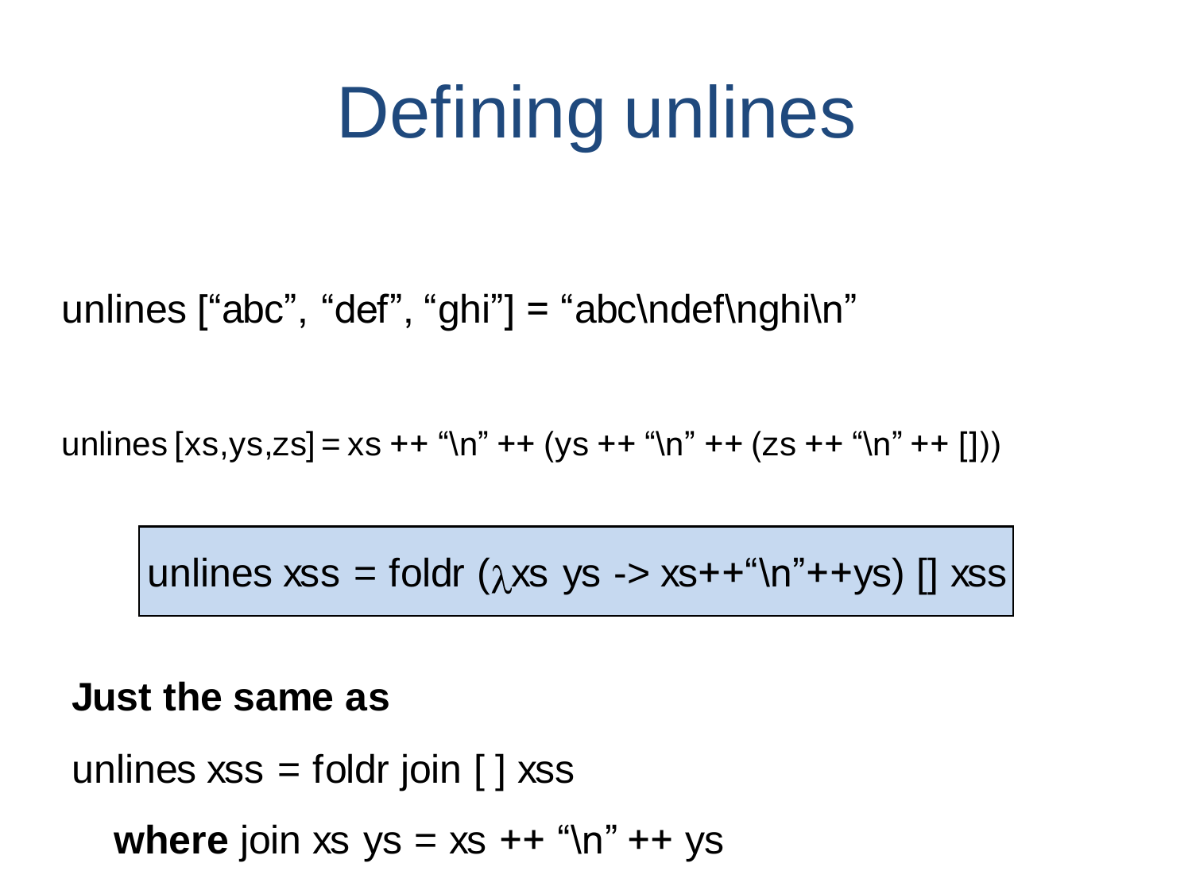# Defining unlines

unlines [“abc”, “def”, “ghi”] = “abc\ndef\nghi\n”

unlines [xs,ys,zs] = xs ++ “\n” ++ (ys ++ “\n” ++ (zs ++ “\n” ++ []))

```
unlines xss = foldr (λxs ys -> xs++“\n”++ys) [] xss
```

**Just the same as**

```
unlines xss = foldr join [ ] xss
  where join xs ys = xs ++ “\n” ++ ys
```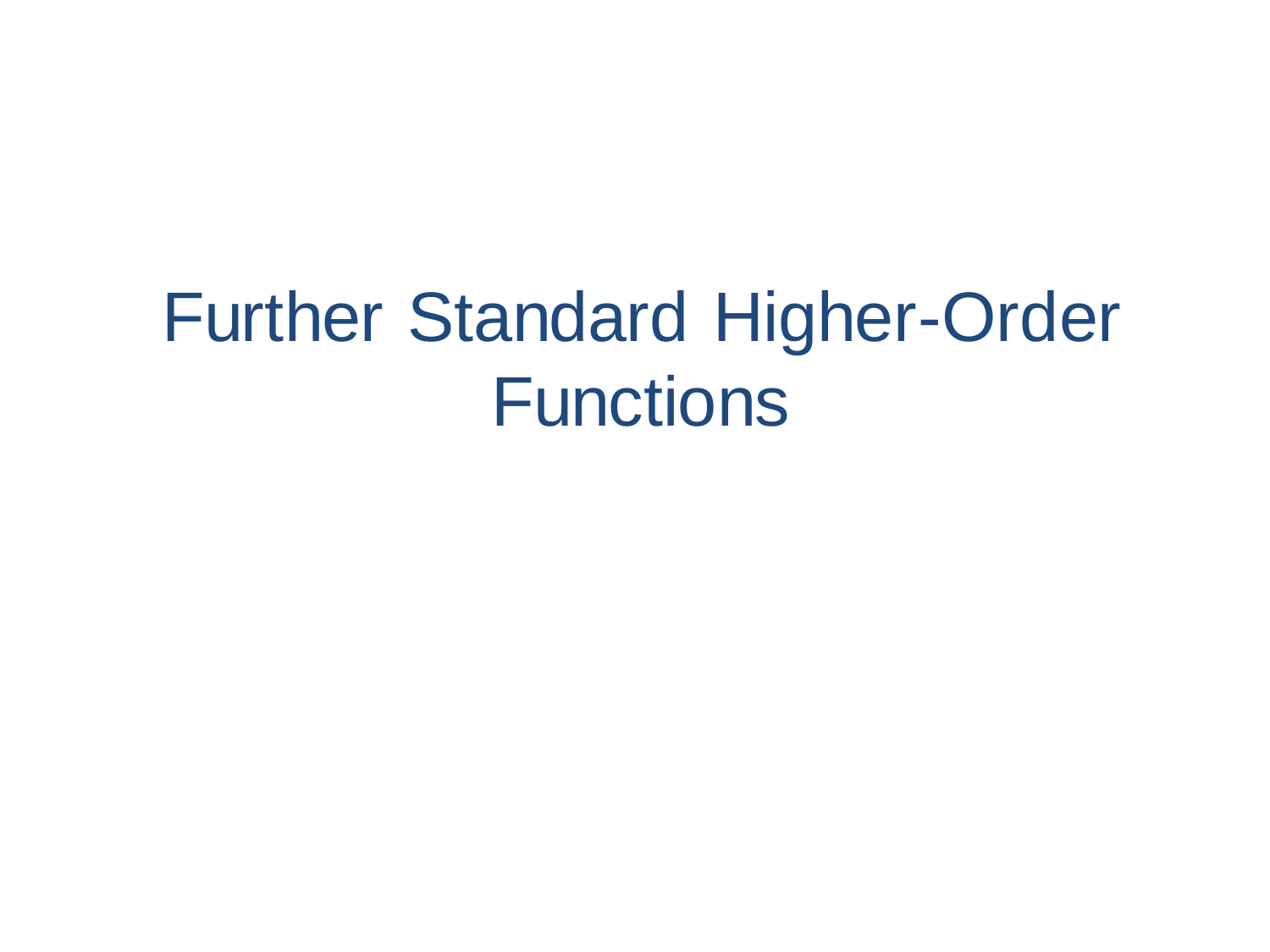# Further Standard Higher-Order Functions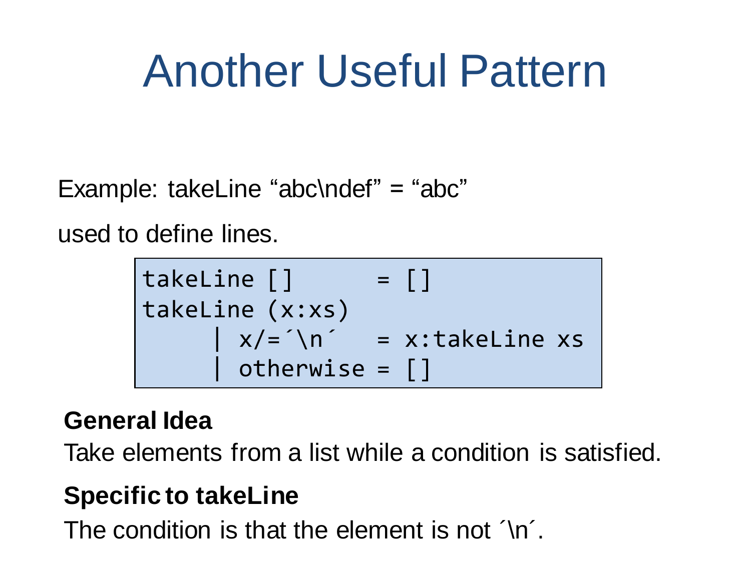# Another Useful Pattern

Example: takeLine “abc\ndef” = “abc”

used to define lines.

```
takeLine []       = []
takeLine (x:xs)
     | x/=´\n´    = x:takeLine xs
     | otherwise = []
```

**General Idea**

Take elements from a list while a condition is satisfied.

**Specific to takeLine**

The condition is that the element is not ´\n´.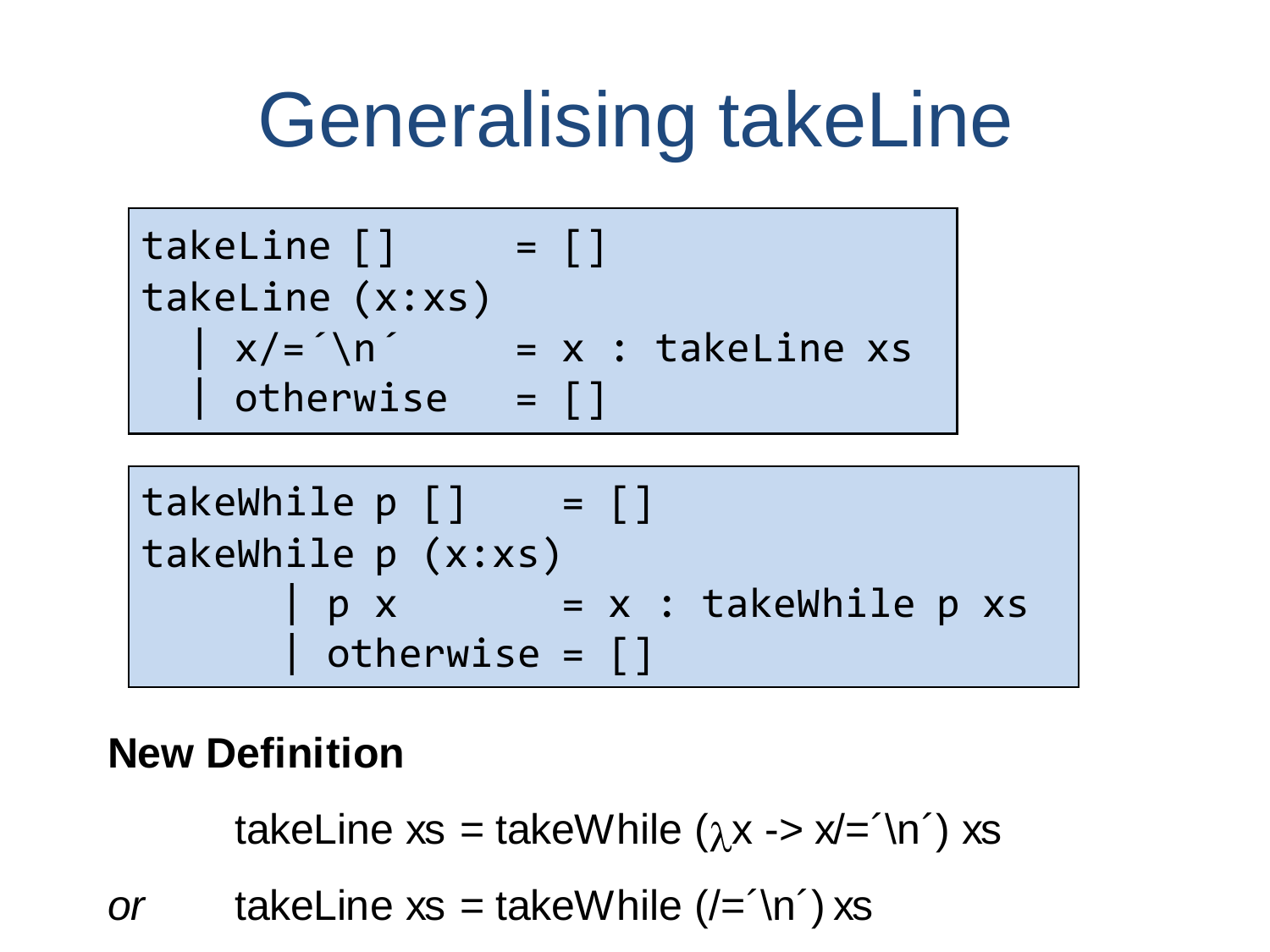# Generalising takeLine

```
takeLine []       = []
takeLine (x:xs)
  | x/=´\n´       = x : takeLine xs
  | otherwise     = []
```

```
takeWhile p []    = []
takeWhile p (x:xs)
      | p x       = x : takeWhile p xs
      | otherwise = []
```

**New Definition**

takeLine xs = takeWhile (λx -> x/=´\n´) xs

*or* takeLine xs = takeWhile (/=´\n´) xs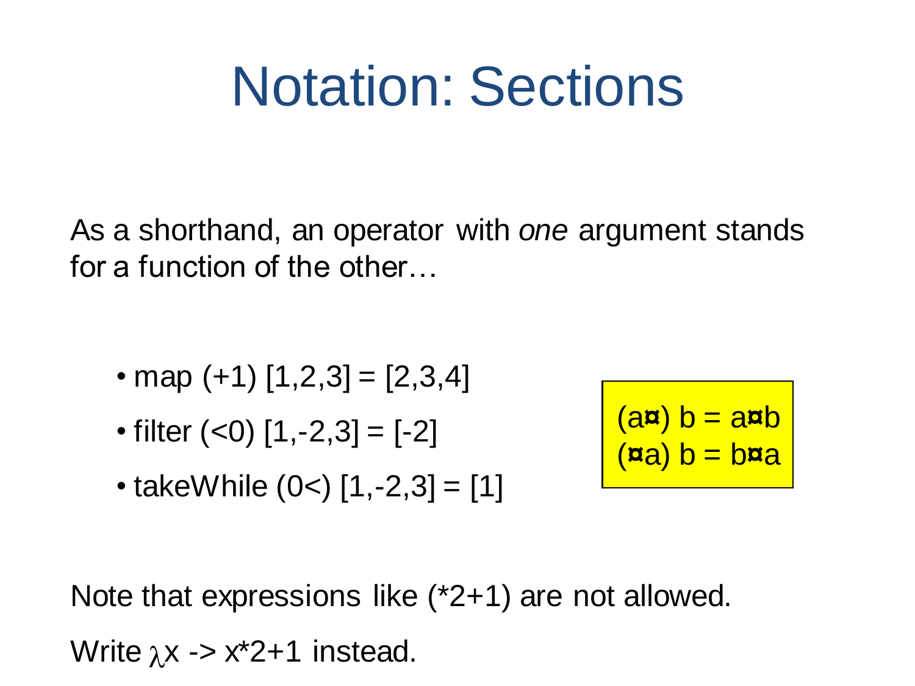# Notation: Sections

As a shorthand, an operator with *one* argument stands for a function of the other…

- map (+1) [1,2,3] = [2,3,4]
- filter (<0) [1,-2,3] = [-2]
- takeWhile (0<) [1,-2,3] = [1]

```
(a¤) b = a¤b
(¤a) b = b¤a
```

Note that expressions like (*2+1) are not allowed.

Write λx -> x*2+1 instead.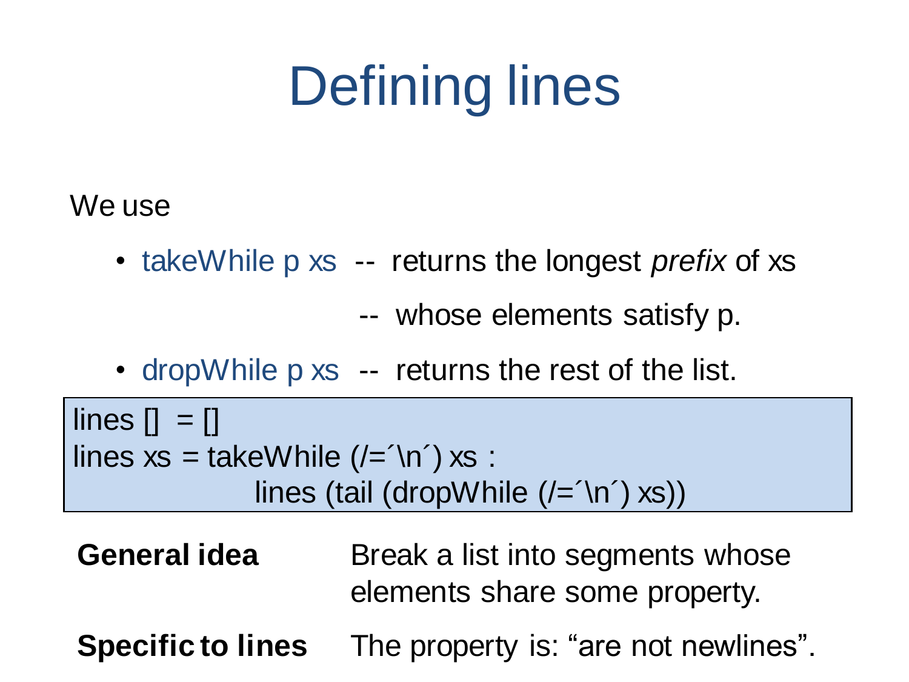# Defining lines

We use

- takeWhile p xs -- returns the longest *prefix* of xs
  -- whose elements satisfy p.
- dropWhile p xs -- returns the rest of the list.

```
lines []  = []
lines xs = takeWhile (/=´\n´) xs :
                lines (tail (dropWhile (/=´\n´) xs))
```

**General idea** Break a list into segments whose elements share some property.

**Specific to lines** The property is: “are not newlines”.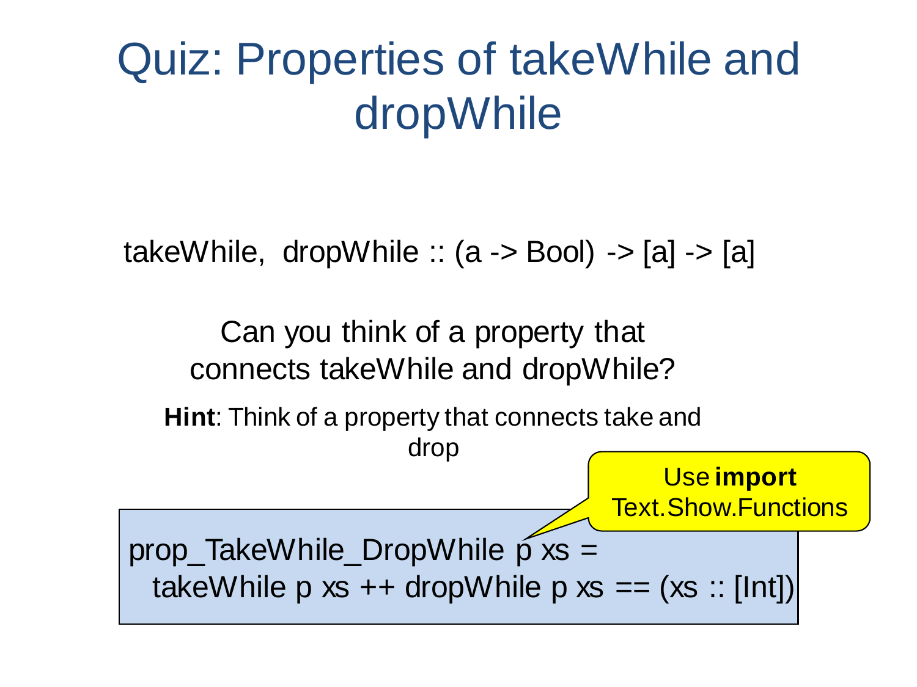# Quiz: Properties of takeWhile and dropWhile

```
takeWhile,  dropWhile :: (a -> Bool) -> [a] -> [a]
```

Can you think of a property that connects takeWhile and dropWhile?

**Hint**: Think of a property that connects take and drop

Use **import** Text.Show.Functions

```
prop_TakeWhile_DropWhile p xs =
  takeWhile p xs ++ dropWhile p xs == (xs :: [Int])
```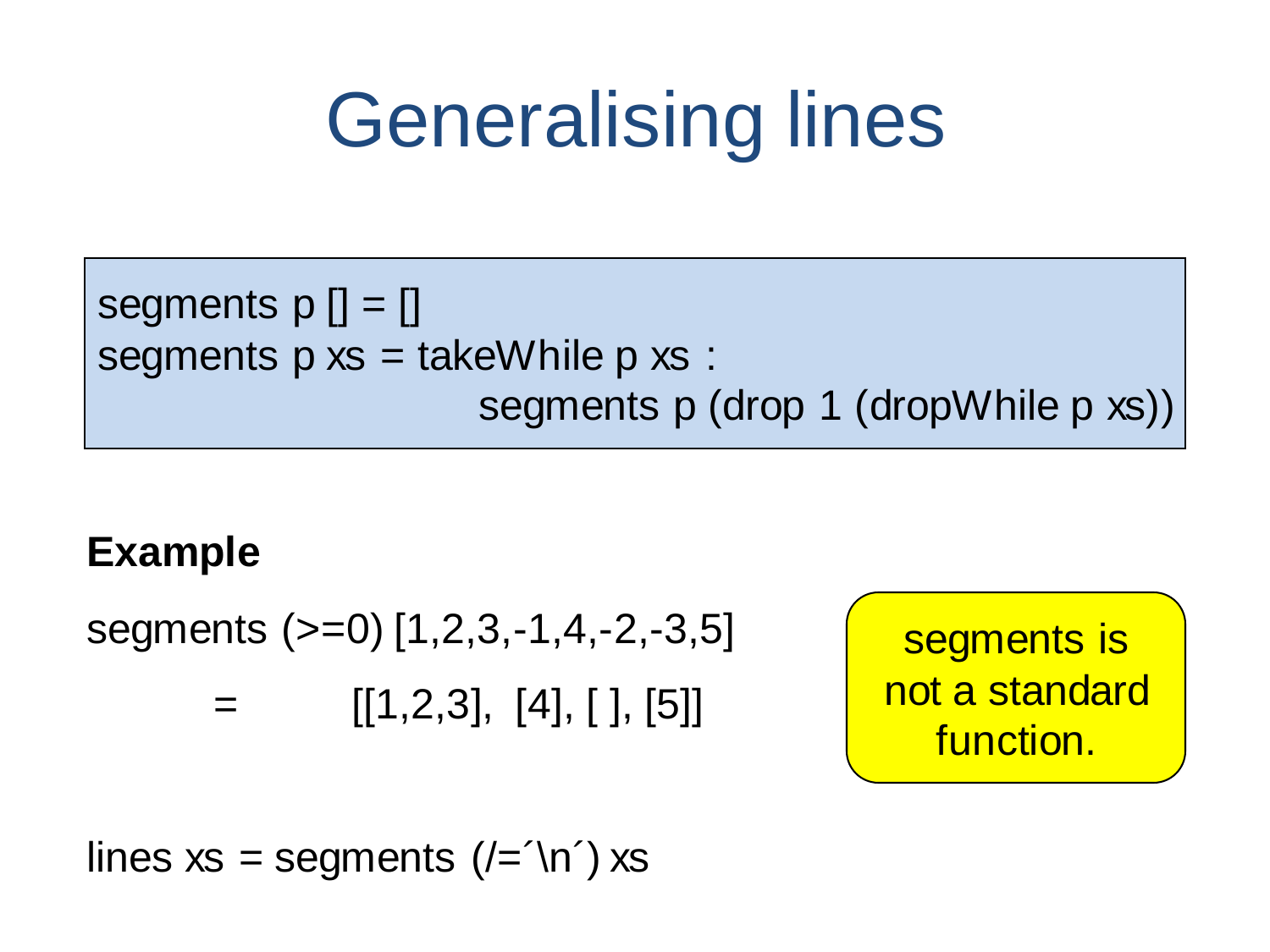# Generalising lines

```
segments p [] = []
segments p xs = takeWhile p xs :
                    segments p (drop 1 (dropWhile p xs))
```

**Example**

```
segments (>=0) [1,2,3,-1,4,-2,-3,5]
      =       [[1,2,3],  [4], [ ], [5]]
```

segments is not a standard function.

```
lines xs = segments (/=´\n´) xs
```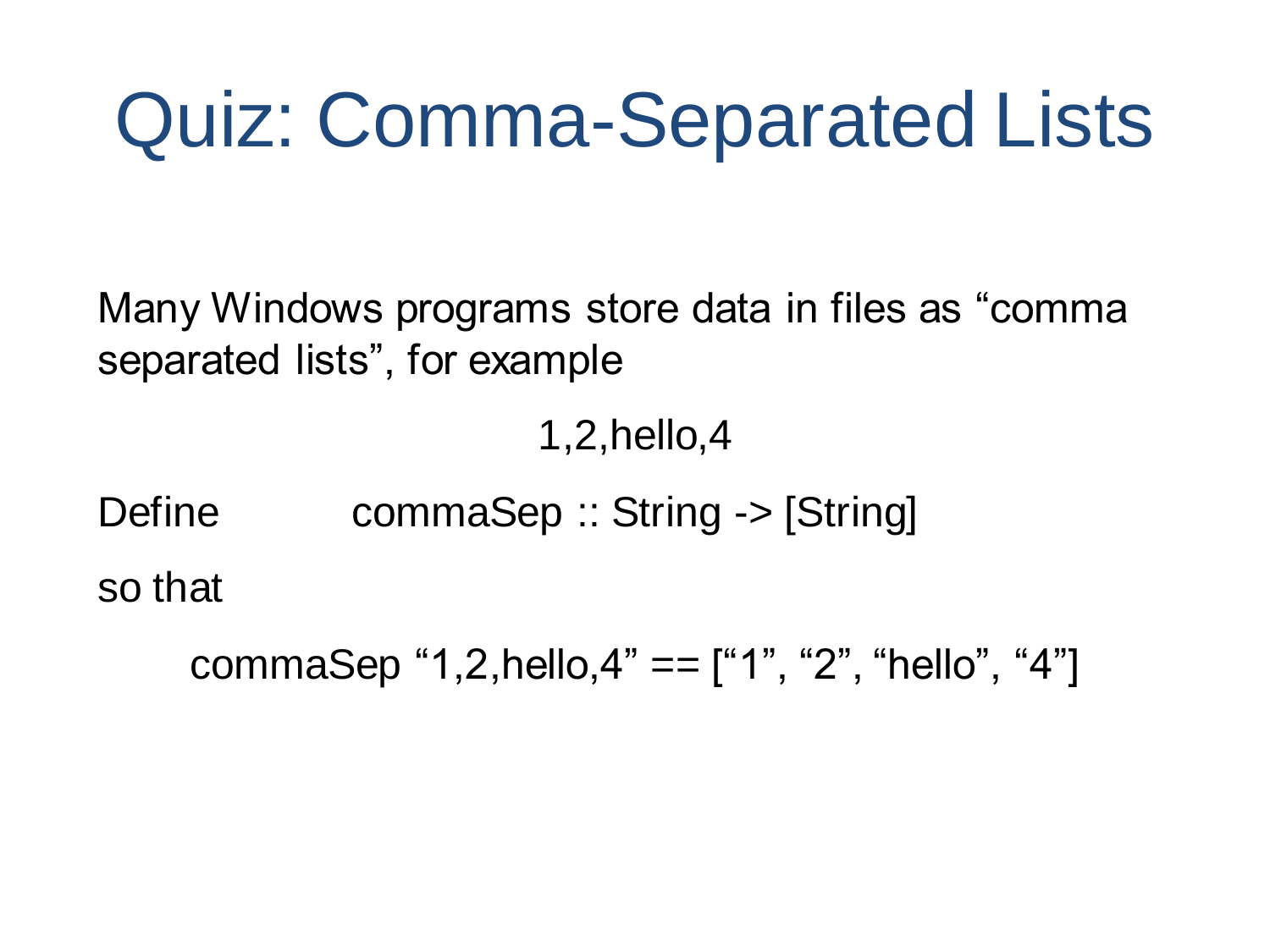# Quiz: Comma-Separated Lists

Many Windows programs store data in files as “comma separated lists”, for example

1,2,hello,4

Define commaSep :: String -> [String]

so that

commaSep “1,2,hello,4” == [“1”, “2”, “hello”, “4”]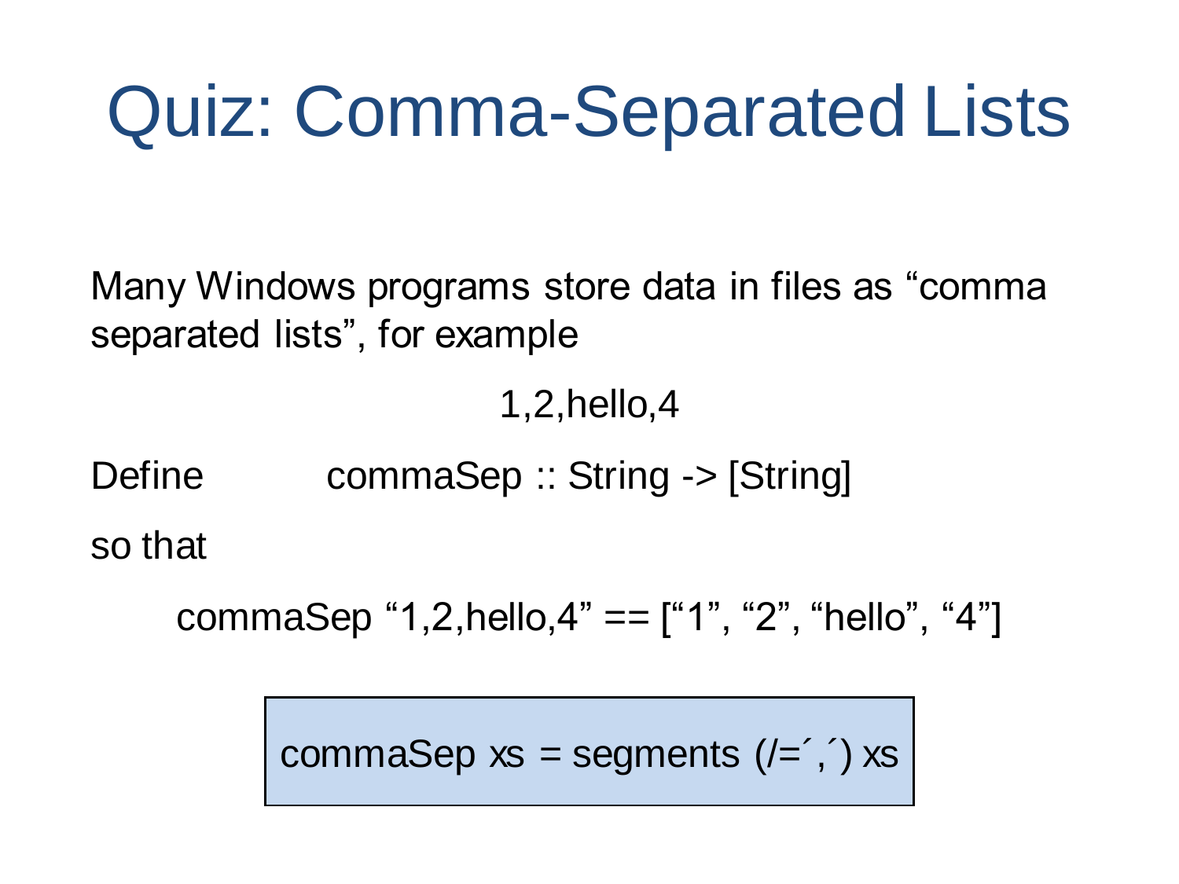# Quiz: Comma-Separated Lists

Many Windows programs store data in files as “comma separated lists”, for example

1,2,hello,4

Define `commaSep :: String -> [String]`

so that

```
commaSep “1,2,hello,4” == [“1”, “2”, “hello”, “4”]
```

```
commaSep xs = segments (/=´,´) xs
```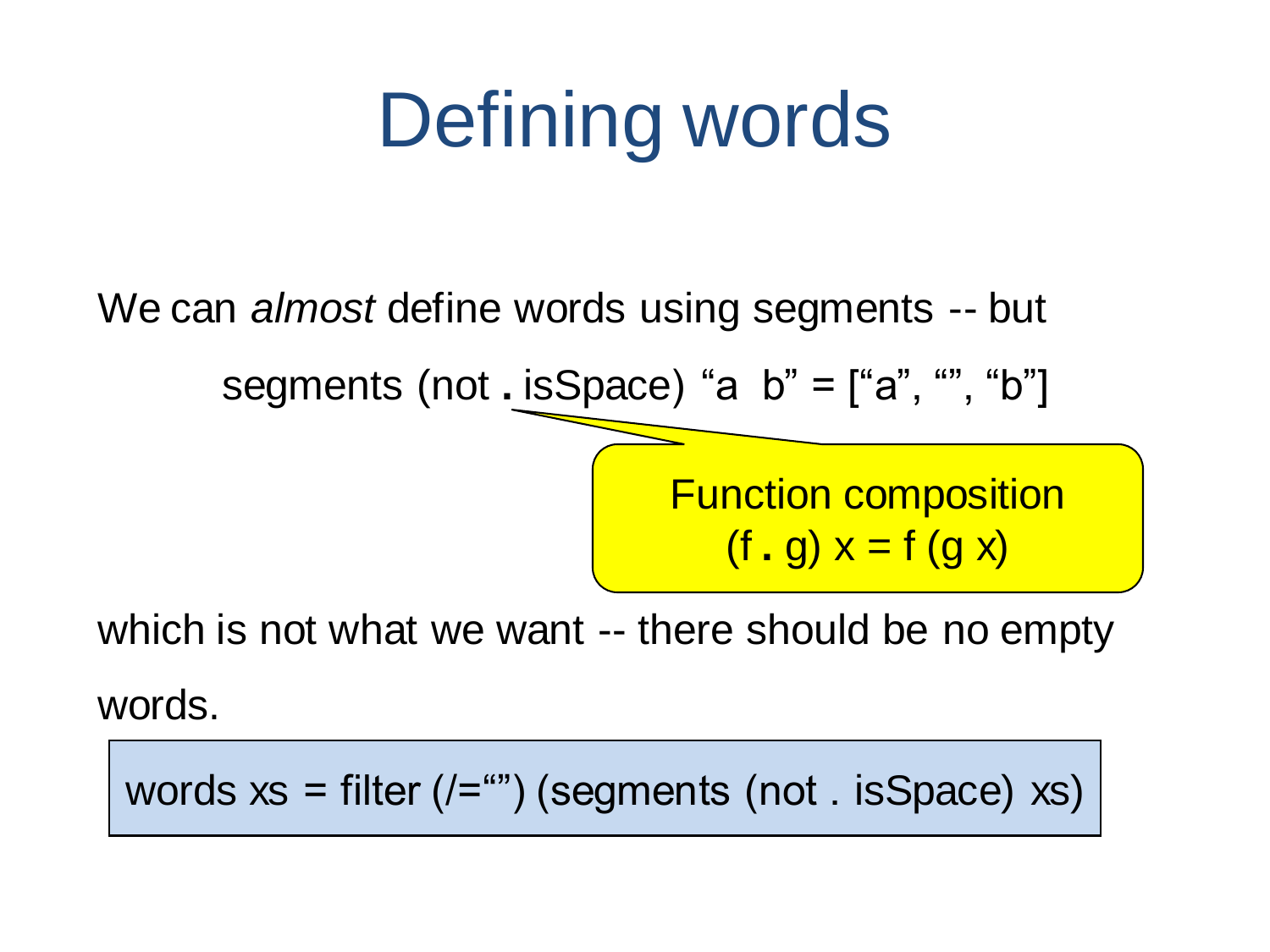# Defining words

We can *almost* define words using segments -- but

```
segments (not . isSpace) “a  b” = [“a”, “”, “b”]
```

Function composition
(f . g) x = f (g x)

which is not what we want -- there should be no empty words.

```
words xs = filter (/=“”) (segments (not . isSpace) xs)
```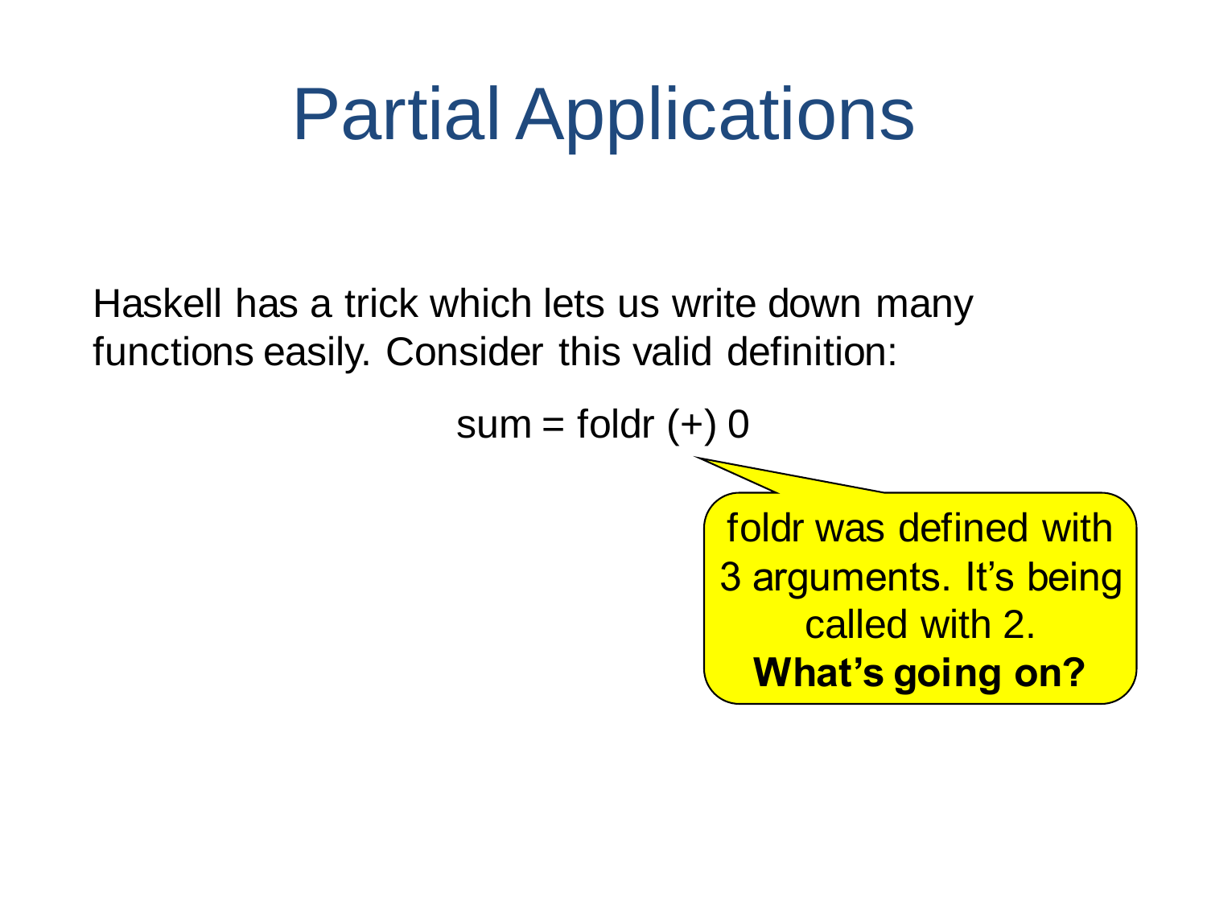# Partial Applications

Haskell has a trick which lets us write down many functions easily. Consider this valid definition:

```
sum = foldr (+) 0
```

foldr was defined with 3 arguments. It's being called with 2. **What's going on?**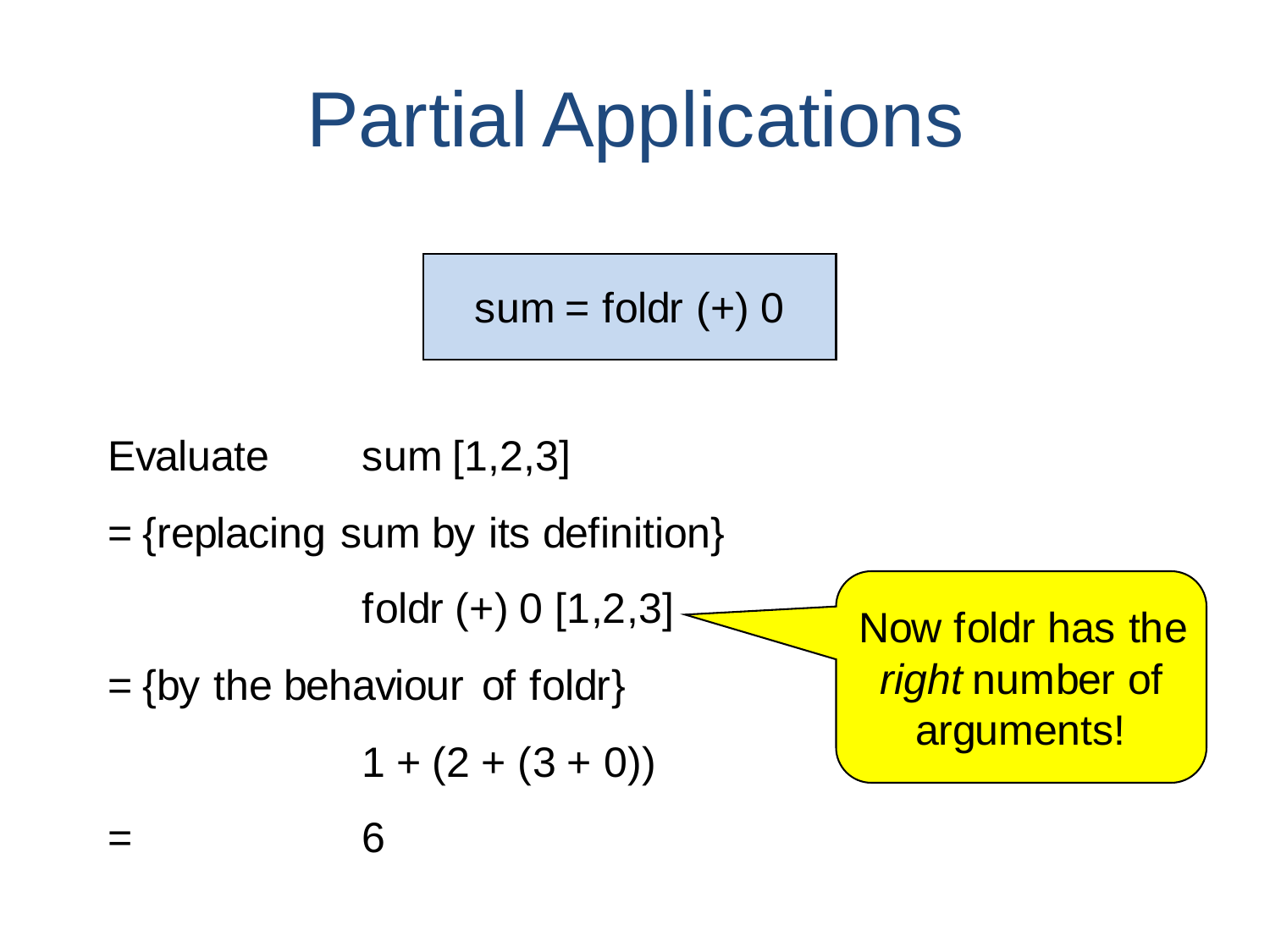# Partial Applications

```
sum = foldr (+) 0
```

Evaluate sum [1,2,3]

= {replacing sum by its definition}

foldr (+) 0 [1,2,3]

= {by the behaviour of foldr}

1 + (2 + (3 + 0))

= 6

Now foldr has the *right* number of arguments!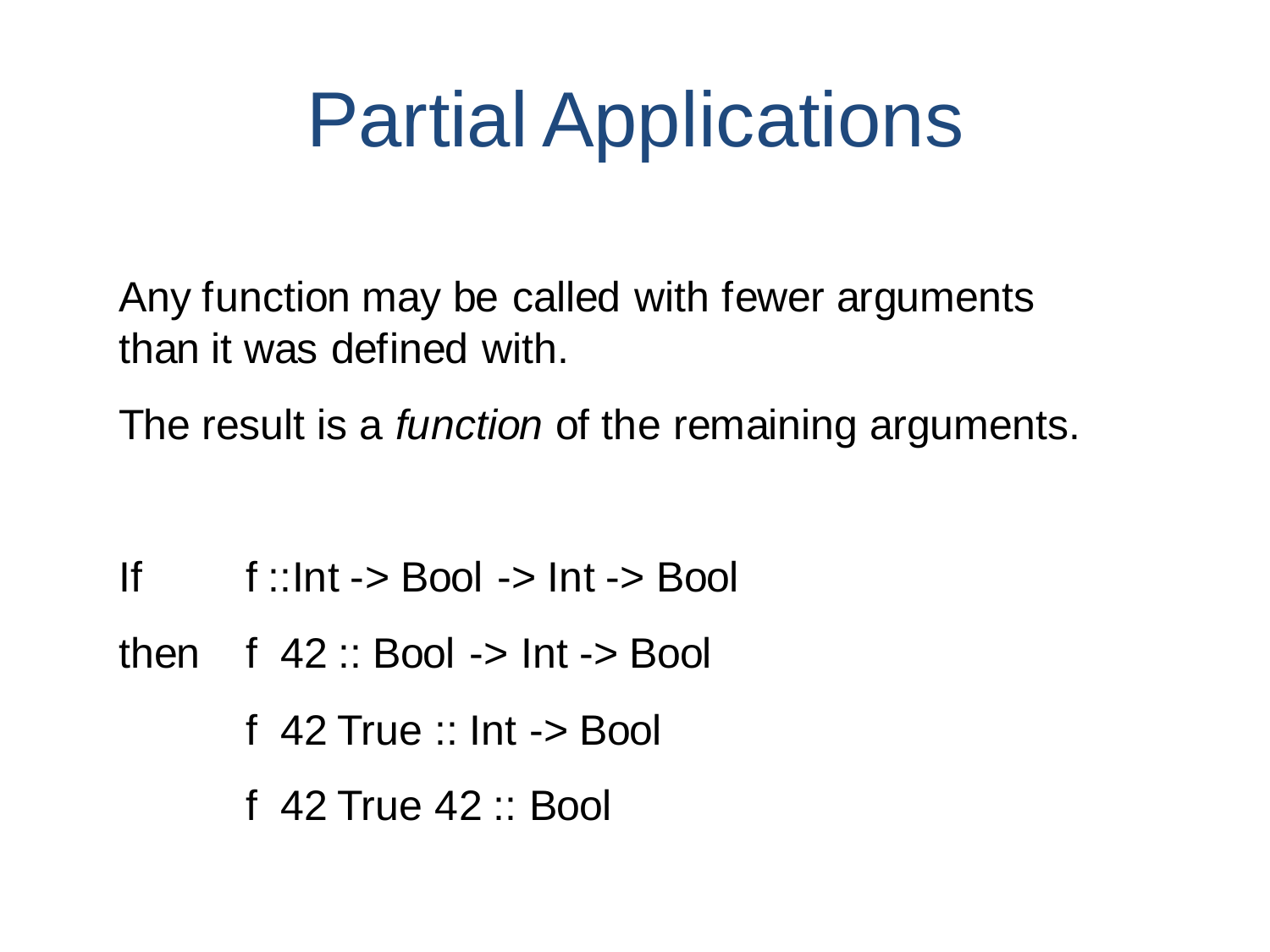# Partial Applications

Any function may be called with fewer arguments than it was defined with.

The result is a *function* of the remaining arguments.

```
If      f ::Int -> Bool -> Int -> Bool

then    f  42 :: Bool -> Int -> Bool

        f  42 True :: Int -> Bool

        f  42 True 42 :: Bool
```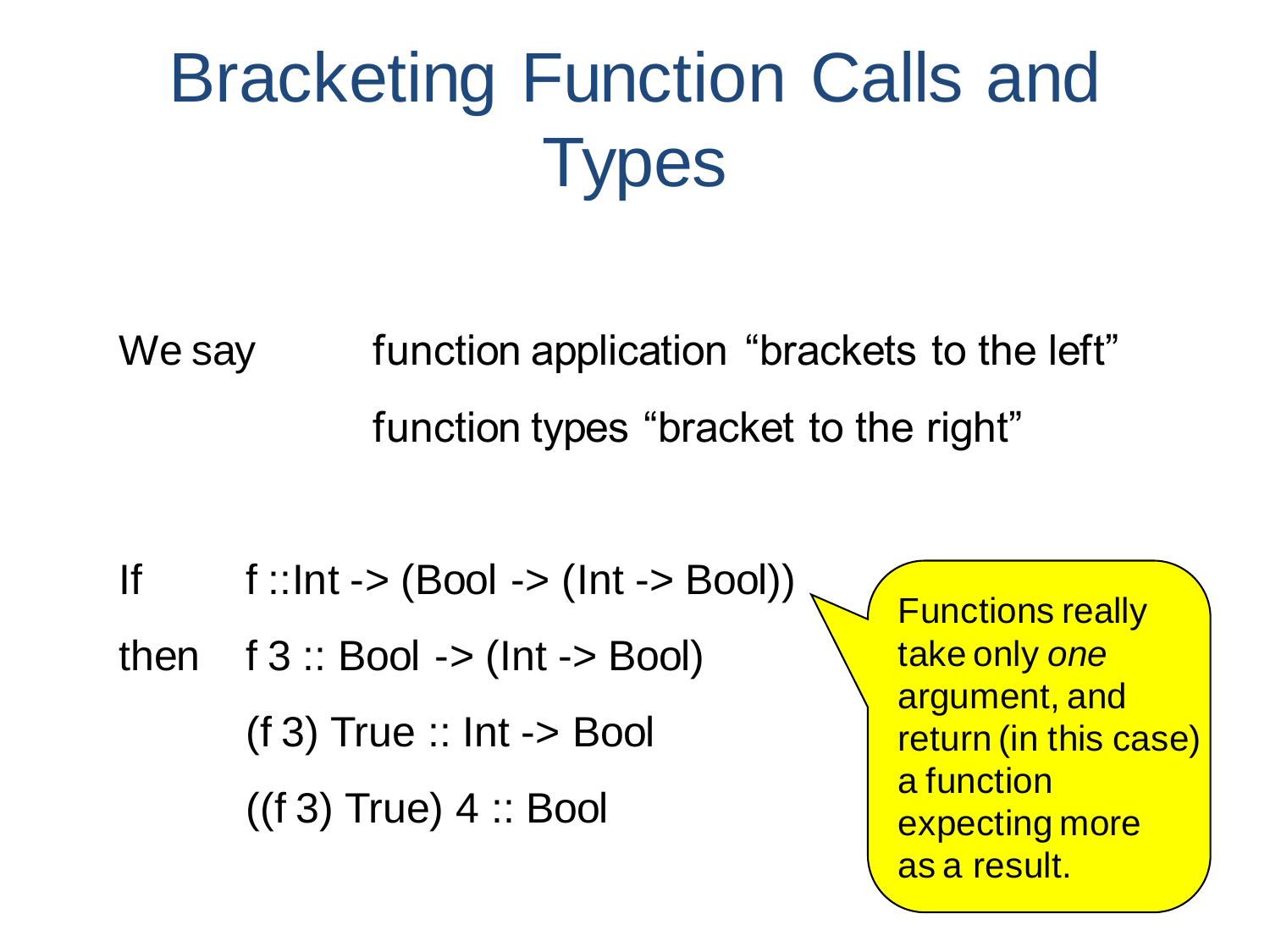# Bracketing Function Calls and Types

We say function application "brackets to the left"

function types "bracket to the right"

```
If      f ::Int -> (Bool -> (Int -> Bool))
then    f 3 :: Bool -> (Int -> Bool)
        (f 3) True :: Int -> Bool
        ((f 3) True) 4 :: Bool
```

Functions really take only *one* argument, and return (in this case) a function expecting more as a result.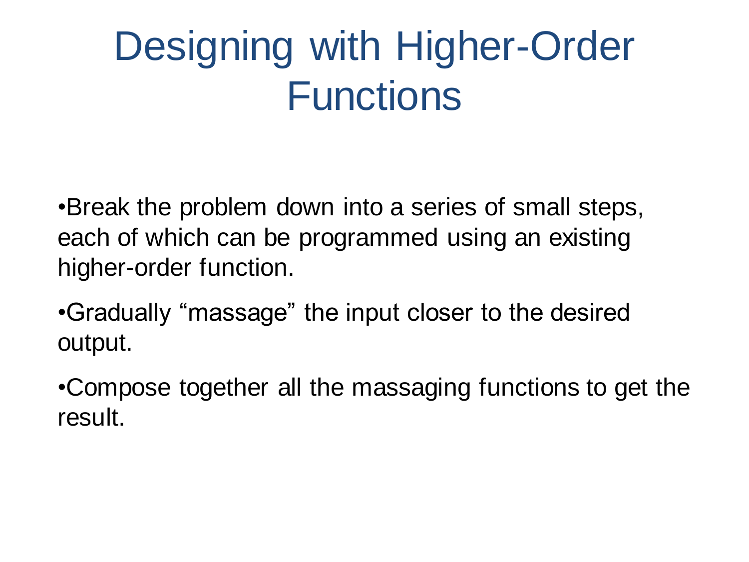# Designing with Higher-Order Functions

- Break the problem down into a series of small steps, each of which can be programmed using an existing higher-order function.
- Gradually "massage" the input closer to the desired output.
- Compose together all the massaging functions to get the result.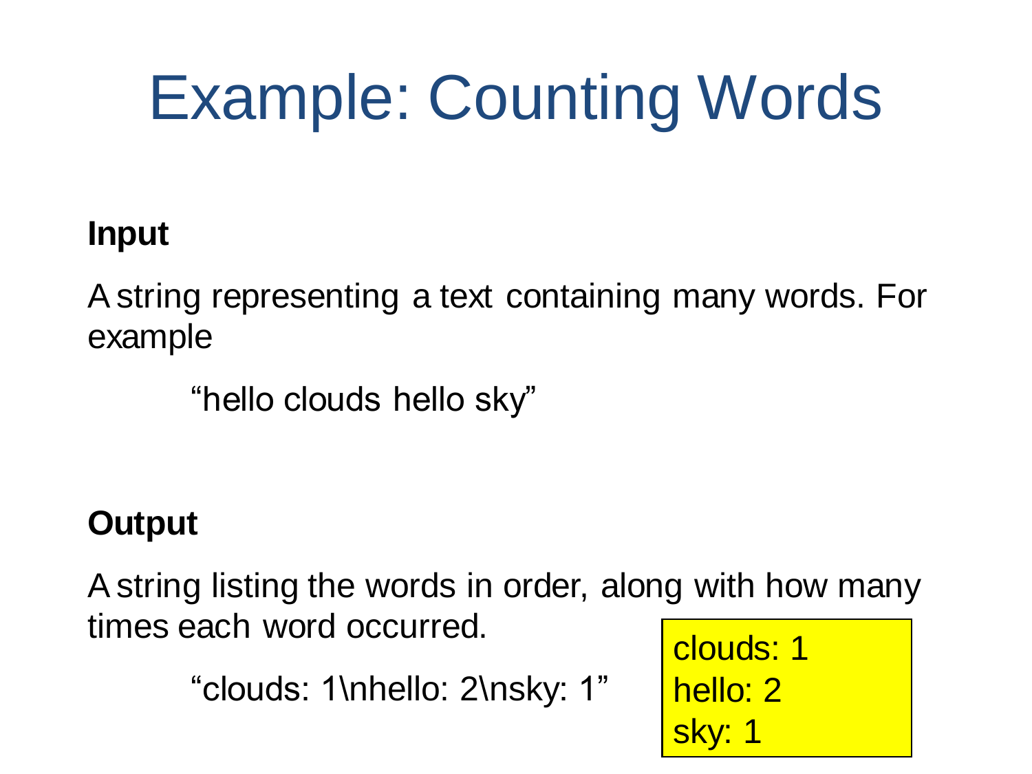# Example: Counting Words

**Input**

A string representing a text containing many words. For example

“hello clouds hello sky”

**Output**

A string listing the words in order, along with how many times each word occurred.

“clouds: 1\nhello: 2\nsky: 1”

```
clouds: 1
hello: 2
sky: 1
```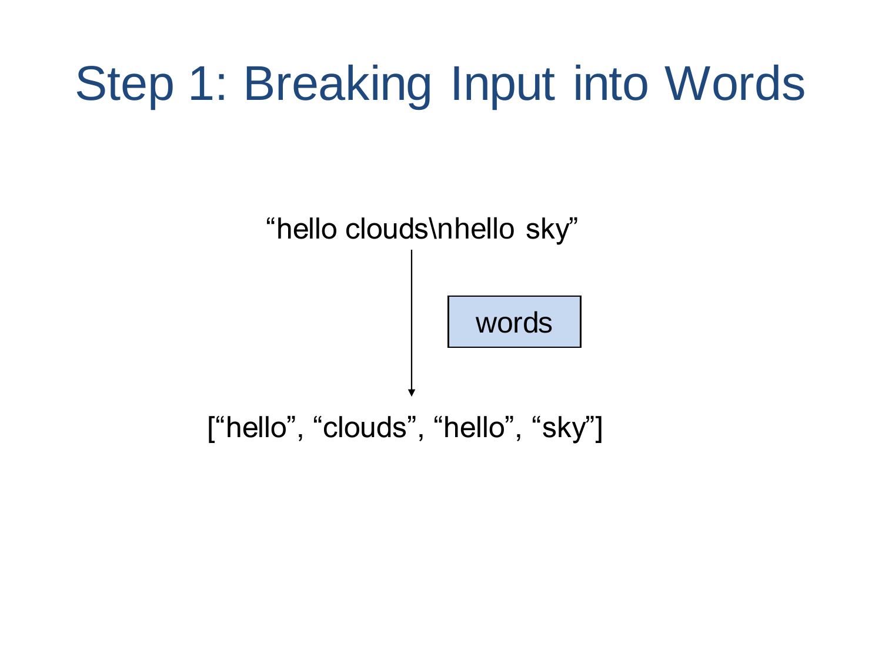# Step 1: Breaking Input into Words

“hello clouds\nhello sky”

words

[“hello”, “clouds”, “hello”, “sky”]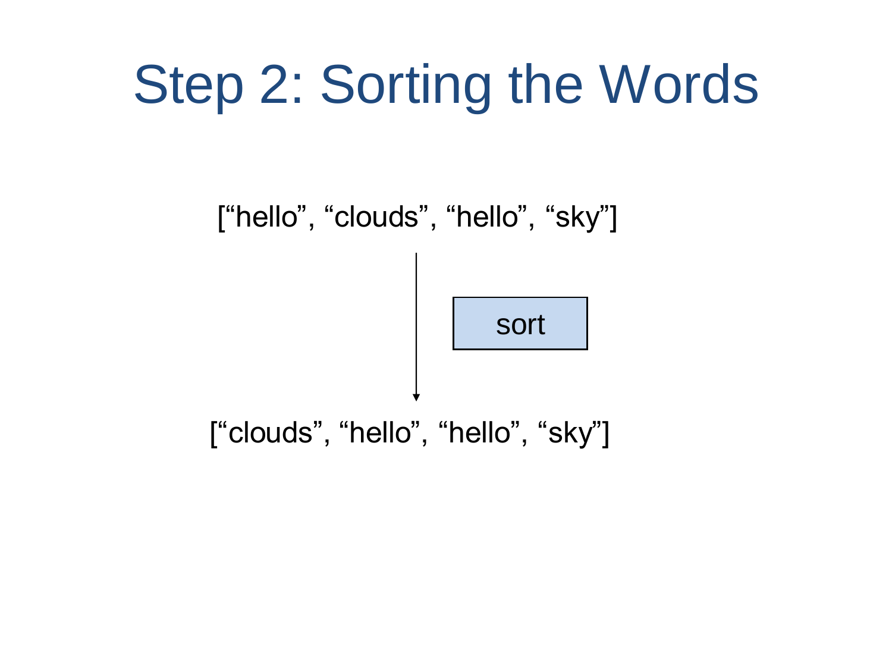# Step 2: Sorting the Words

[“hello”, “clouds”, “hello”, “sky”]

sort

[“clouds”, “hello”, “hello”, “sky”]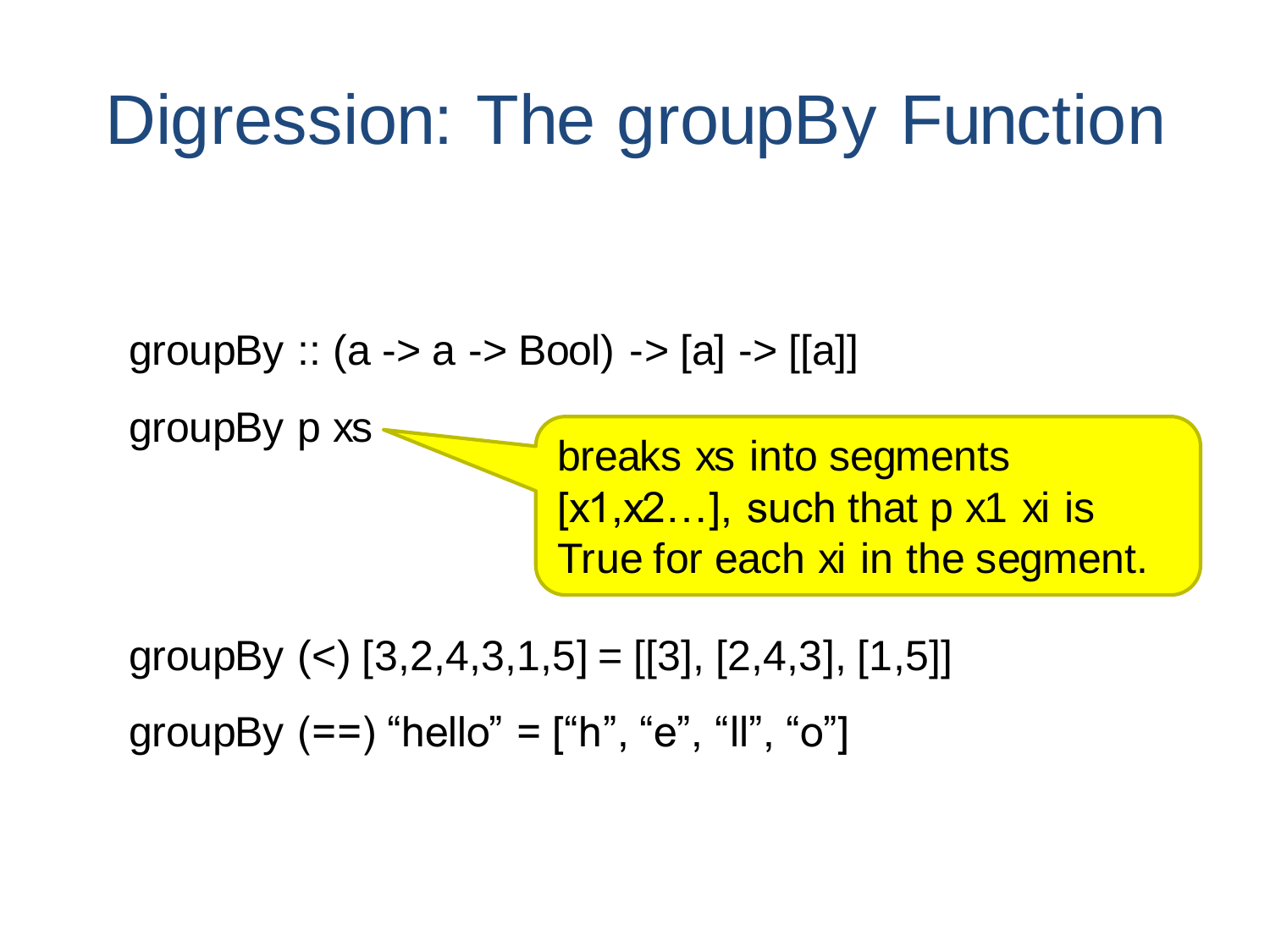# Digression: The groupBy Function

```
groupBy :: (a -> a -> Bool) -> [a] -> [[a]]
```

```
groupBy p xs
```

breaks xs into segments [x1,x2…], such that p x1 xi is True for each xi in the segment.

```
groupBy (<) [3,2,4,3,1,5] = [[3], [2,4,3], [1,5]]

groupBy (==) “hello” = [“h”, “e”, “ll”, “o”]
```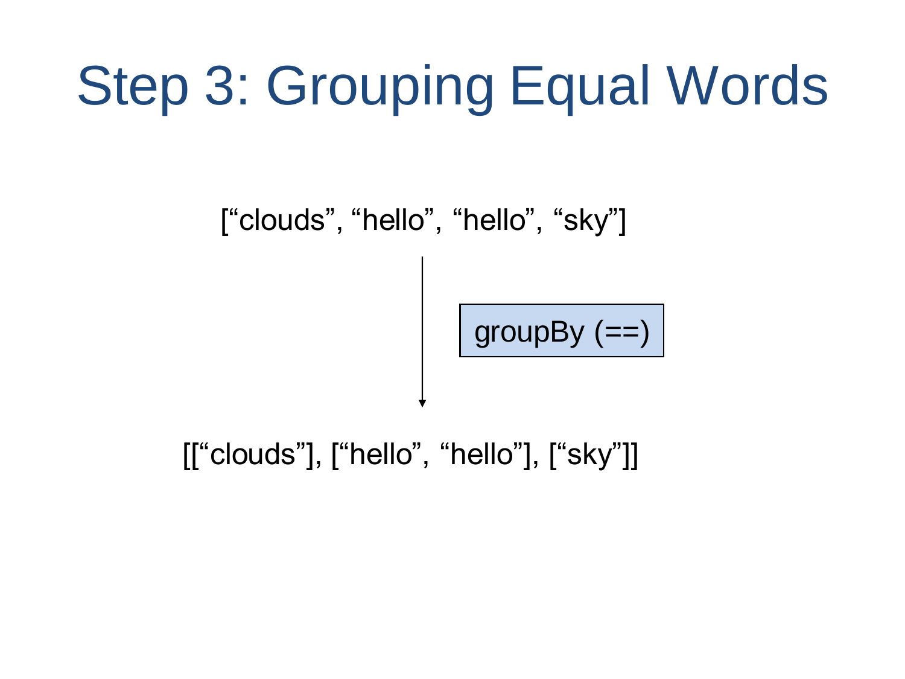# Step 3: Grouping Equal Words

[“clouds”, “hello”, “hello”, “sky”]

↓ groupBy (==)

[[“clouds”], [“hello”, “hello”], [“sky”]]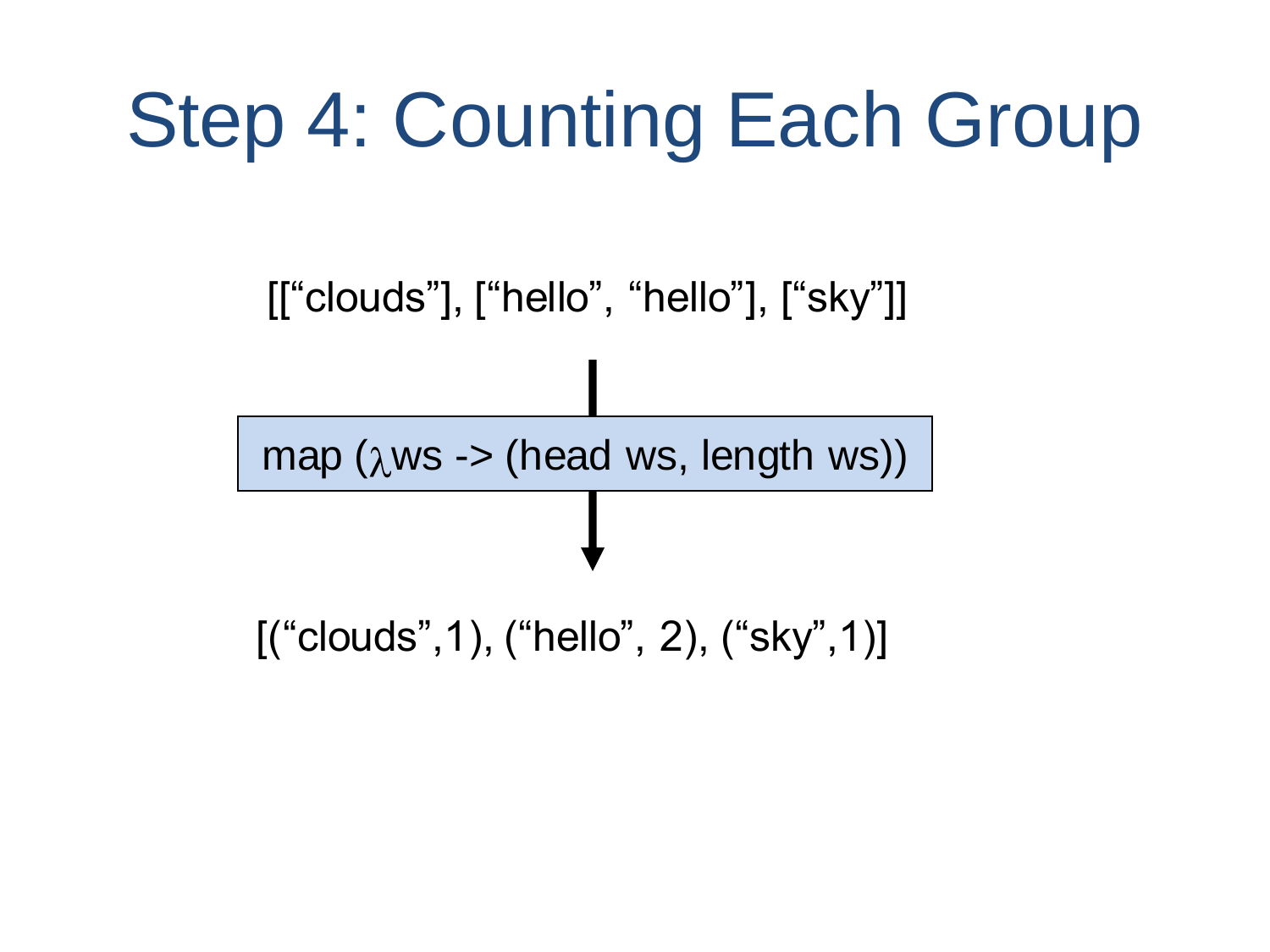# Step 4: Counting Each Group

[[“clouds”], [“hello”, “hello”], [“sky”]]

↓

```
map (λws -> (head ws, length ws))
```

↓

[(“clouds”,1), (“hello”, 2), (“sky”,1)]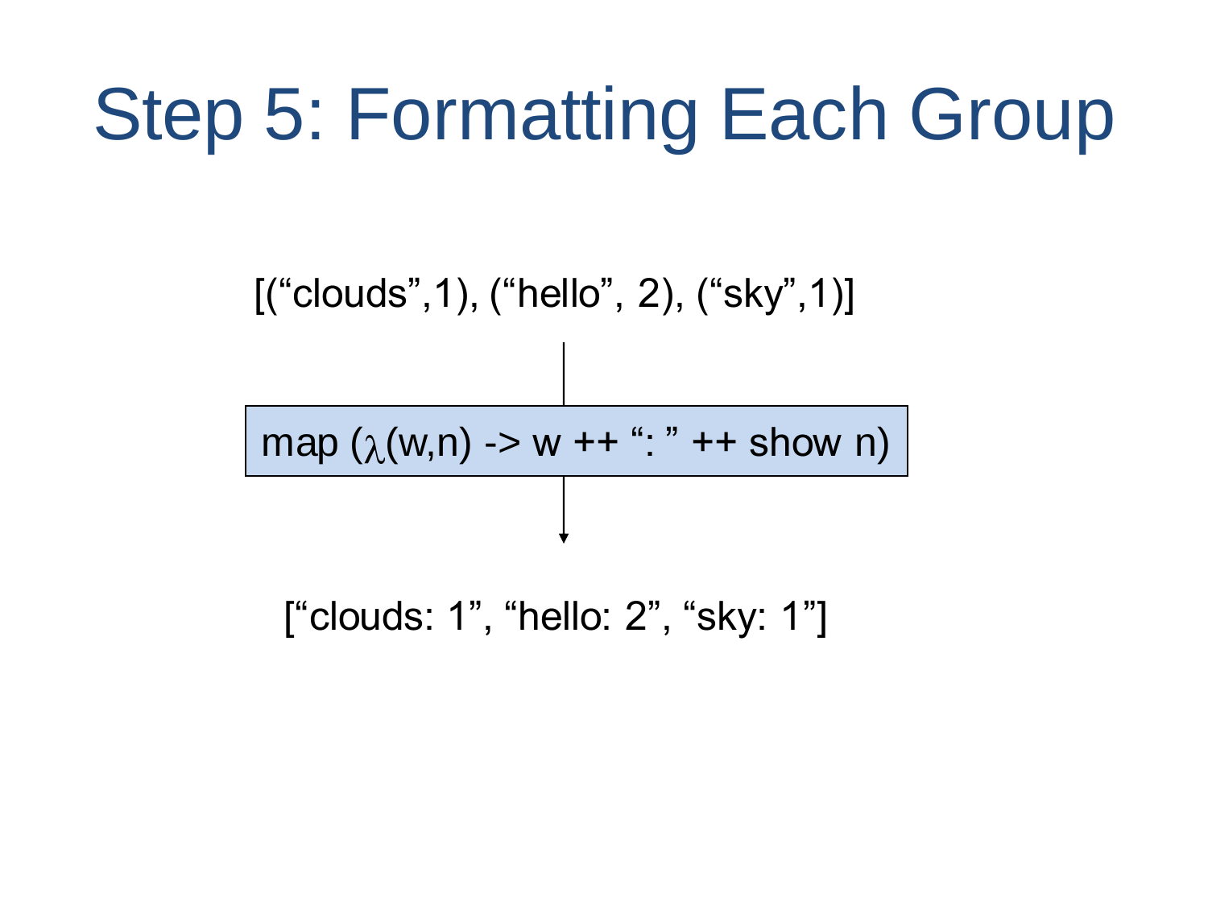# Step 5: Formatting Each Group

[("clouds",1), ("hello", 2), ("sky",1)]

```
map (λ(w,n) -> w ++ ": " ++ show n)
```

["clouds: 1", "hello: 2", "sky: 1"]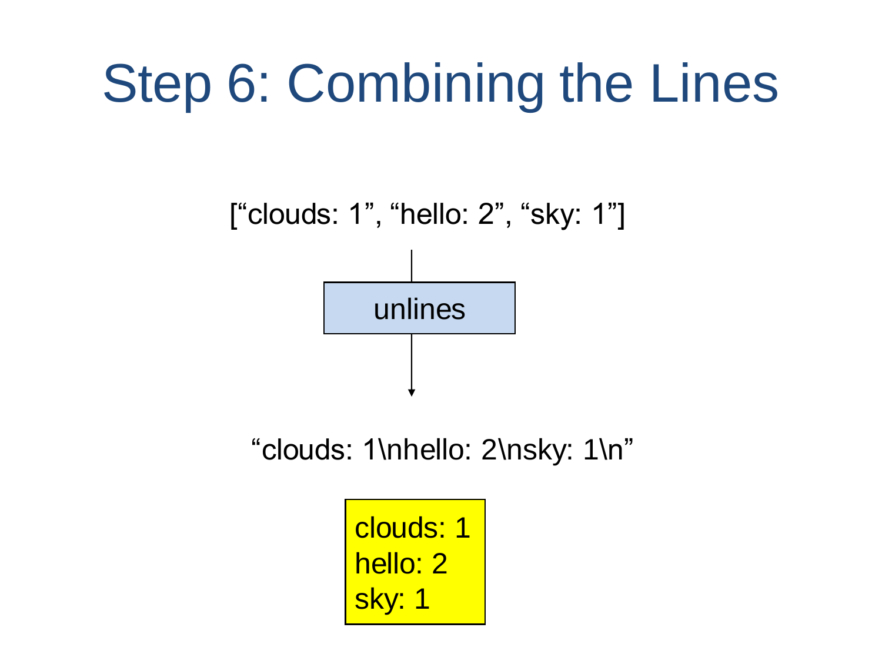# Step 6: Combining the Lines

[“clouds: 1”, “hello: 2”, “sky: 1”]

unlines

“clouds: 1\nhello: 2\nsky: 1\n”

```
clouds: 1
hello: 2
sky: 1
```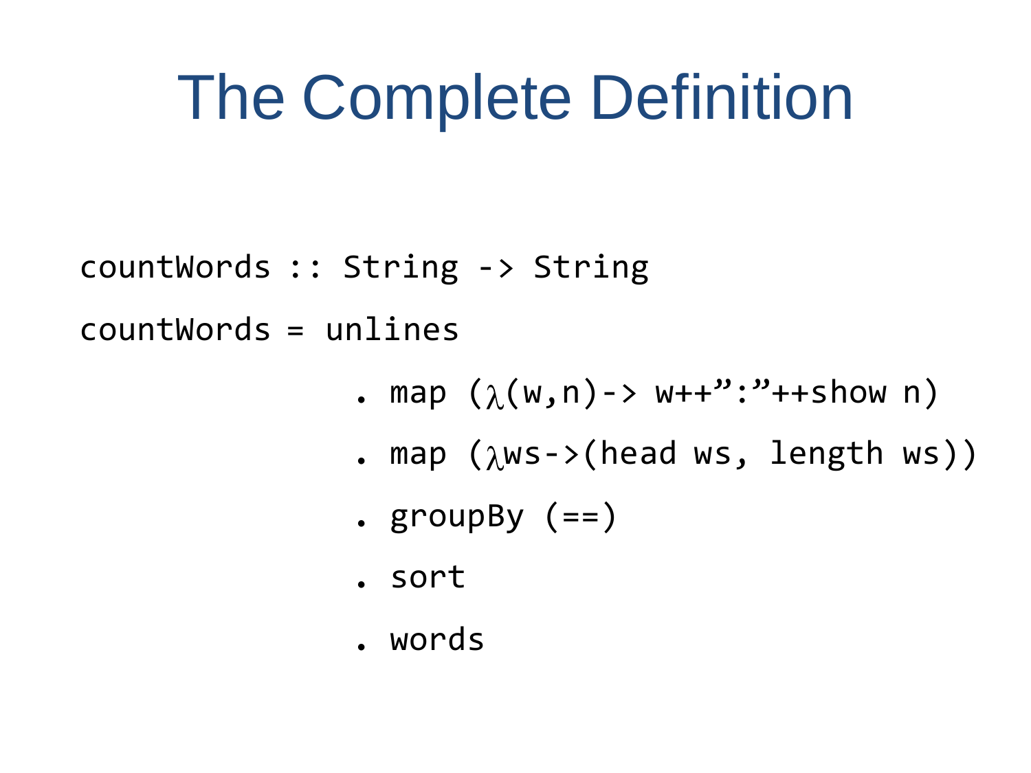# The Complete Definition

```
countWords :: String -> String
countWords = unlines
                . map (λ(w,n)-> w++”:”++show n)
                . map (λws->(head ws, length ws))
                . groupBy (==)
                . sort
                . words
```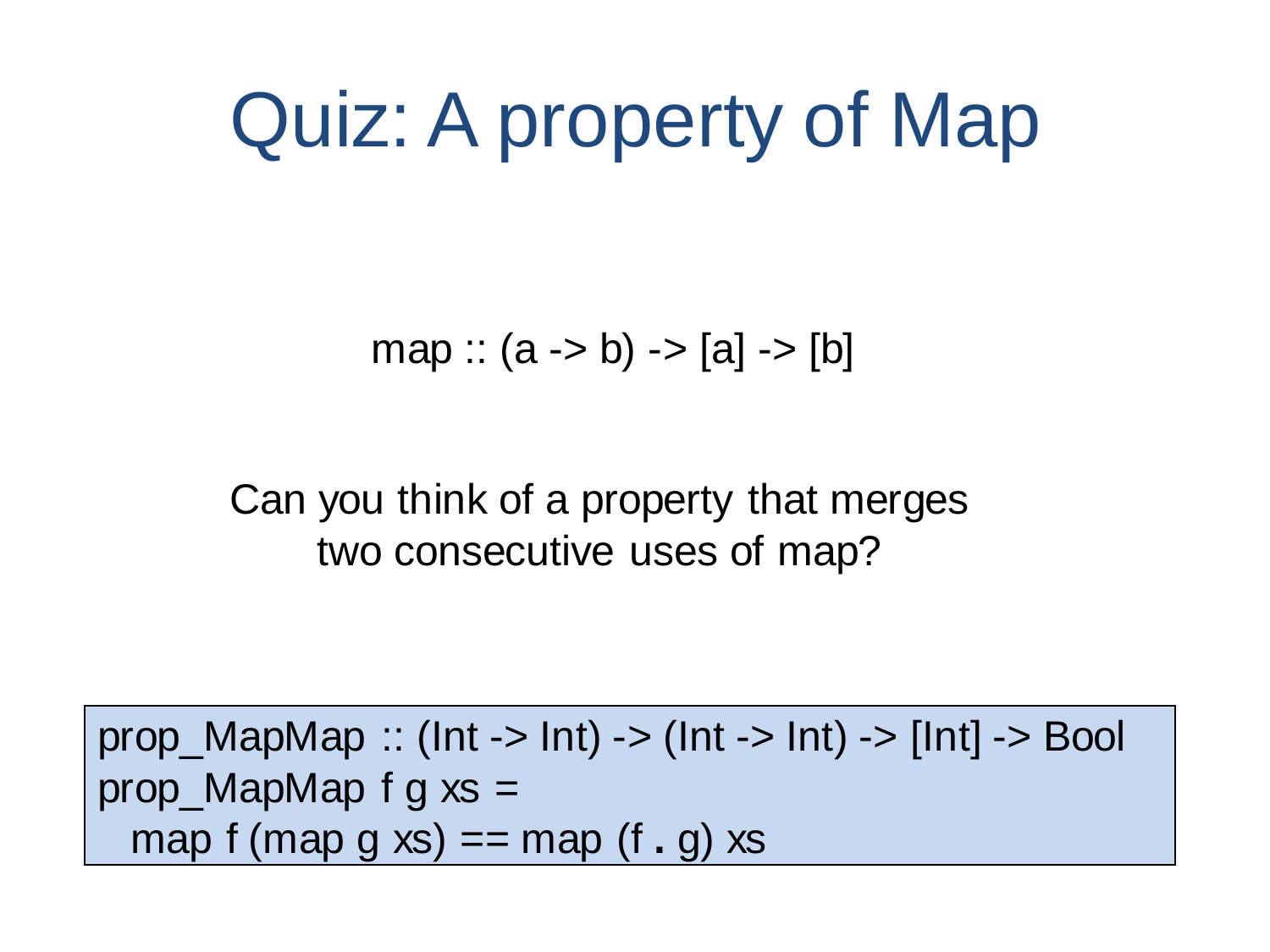# Quiz: A property of Map

```
map :: (a -> b) -> [a] -> [b]
```

Can you think of a property that merges two consecutive uses of map?

```
prop_MapMap :: (Int -> Int) -> (Int -> Int) -> [Int] -> Bool
prop_MapMap f g xs =
  map f (map g xs) == map (f . g) xs
```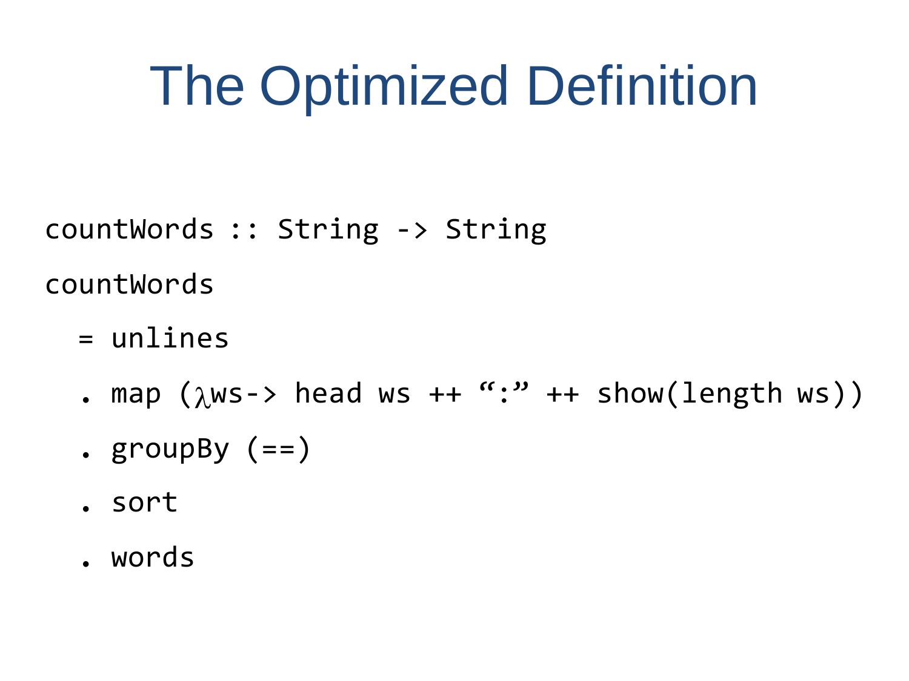# The Optimized Definition

```
countWords :: String -> String
countWords
  = unlines
  . map (λws-> head ws ++ “:” ++ show(length ws))
  . groupBy (==)
  . sort
  . words
```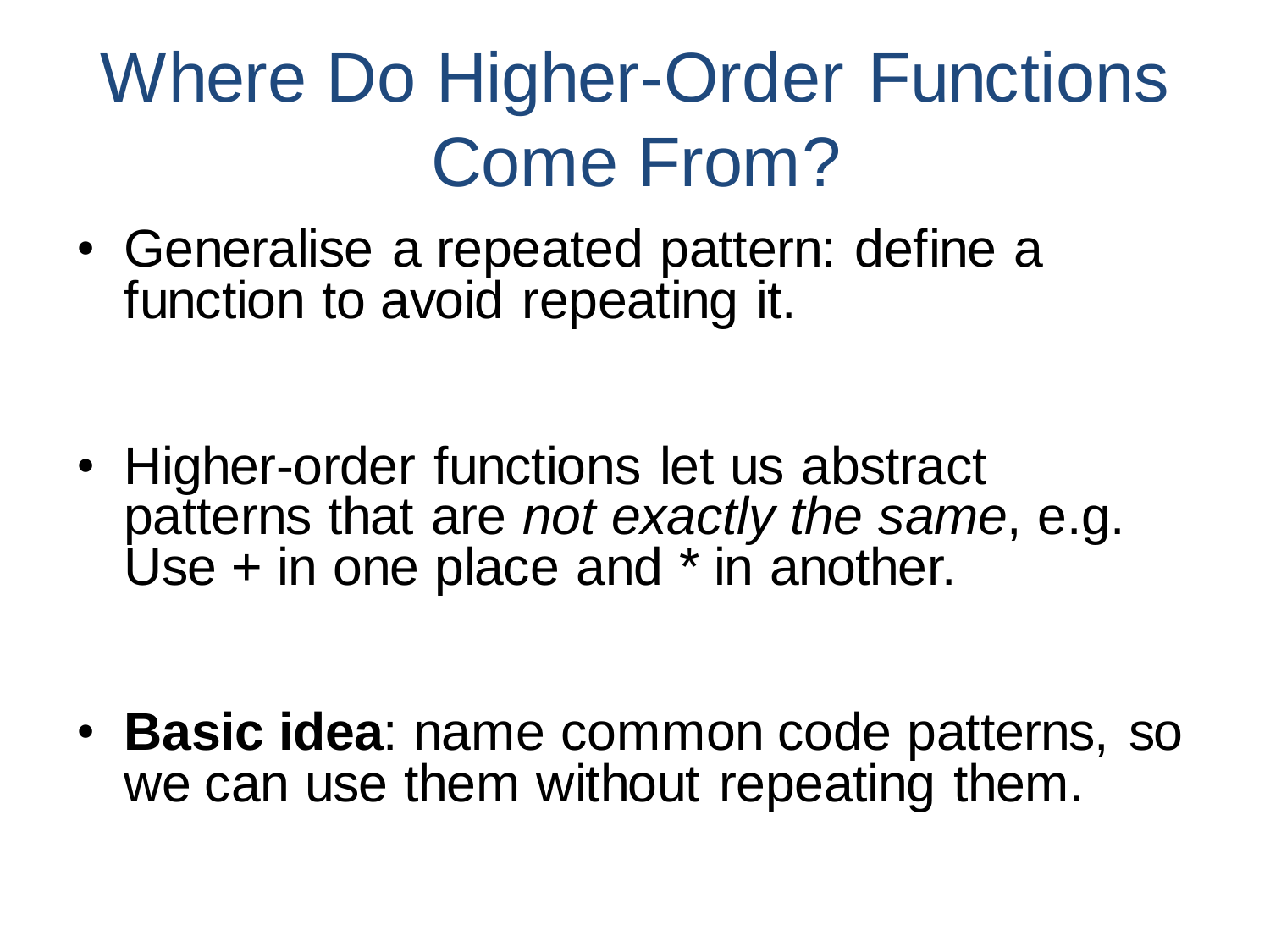# Where Do Higher-Order Functions Come From?

- Generalise a repeated pattern: define a function to avoid repeating it.

- Higher-order functions let us abstract patterns that are *not exactly the same*, e.g. Use + in one place and * in another.

- **Basic idea**: name common code patterns, so we can use them without repeating them.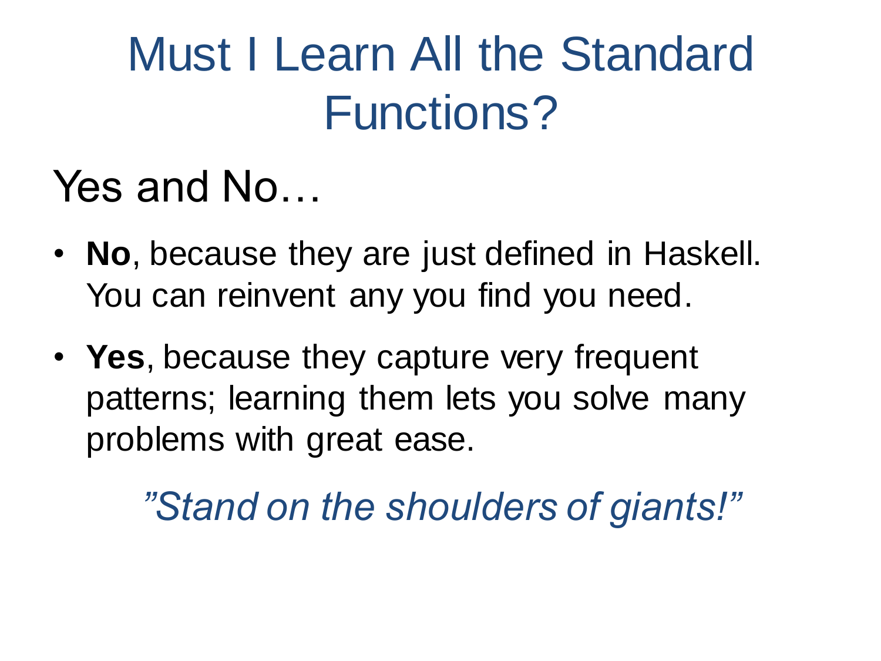# Must I Learn All the Standard Functions?

Yes and No…

- **No**, because they are just defined in Haskell. You can reinvent any you find you need.
- **Yes**, because they capture very frequent patterns; learning them lets you solve many problems with great ease.

*"Stand on the shoulders of giants!"*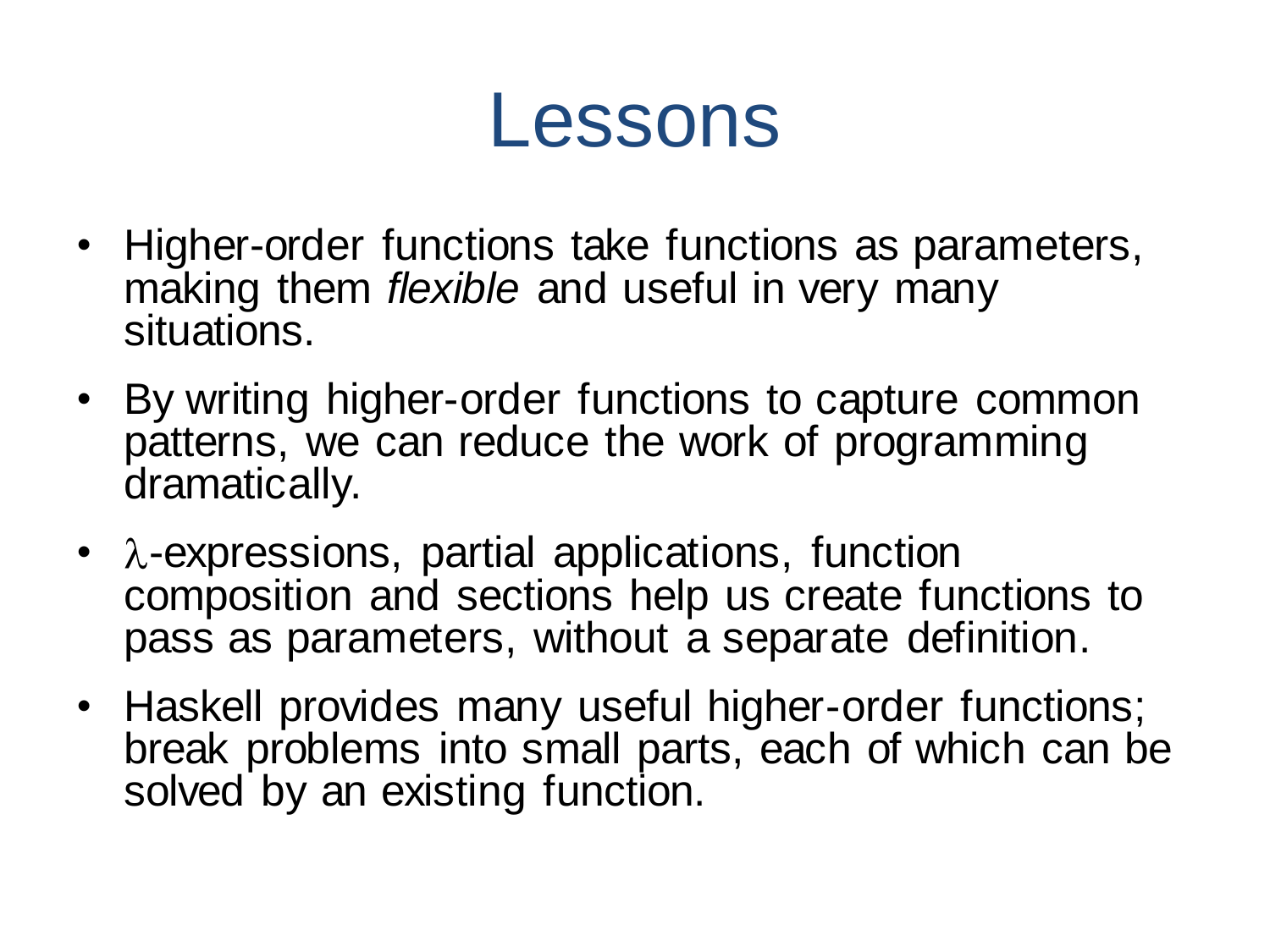# Lessons

- Higher-order functions take functions as parameters, making them *flexible* and useful in very many situations.
- By writing higher-order functions to capture common patterns, we can reduce the work of programming dramatically.
- $\lambda$-expressions, partial applications, function composition and sections help us create functions to pass as parameters, without a separate definition.
- Haskell provides many useful higher-order functions; break problems into small parts, each of which can be solved by an existing function.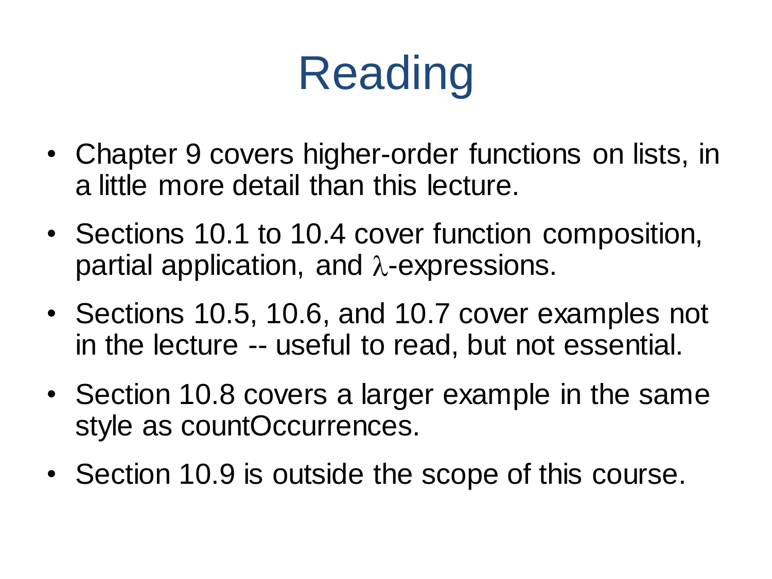# Reading

- Chapter 9 covers higher-order functions on lists, in a little more detail than this lecture.
- Sections 10.1 to 10.4 cover function composition, partial application, and $\lambda$-expressions.
- Sections 10.5, 10.6, and 10.7 cover examples not in the lecture -- useful to read, but not essential.
- Section 10.8 covers a larger example in the same style as countOccurrences.
- Section 10.9 is outside the scope of this course.